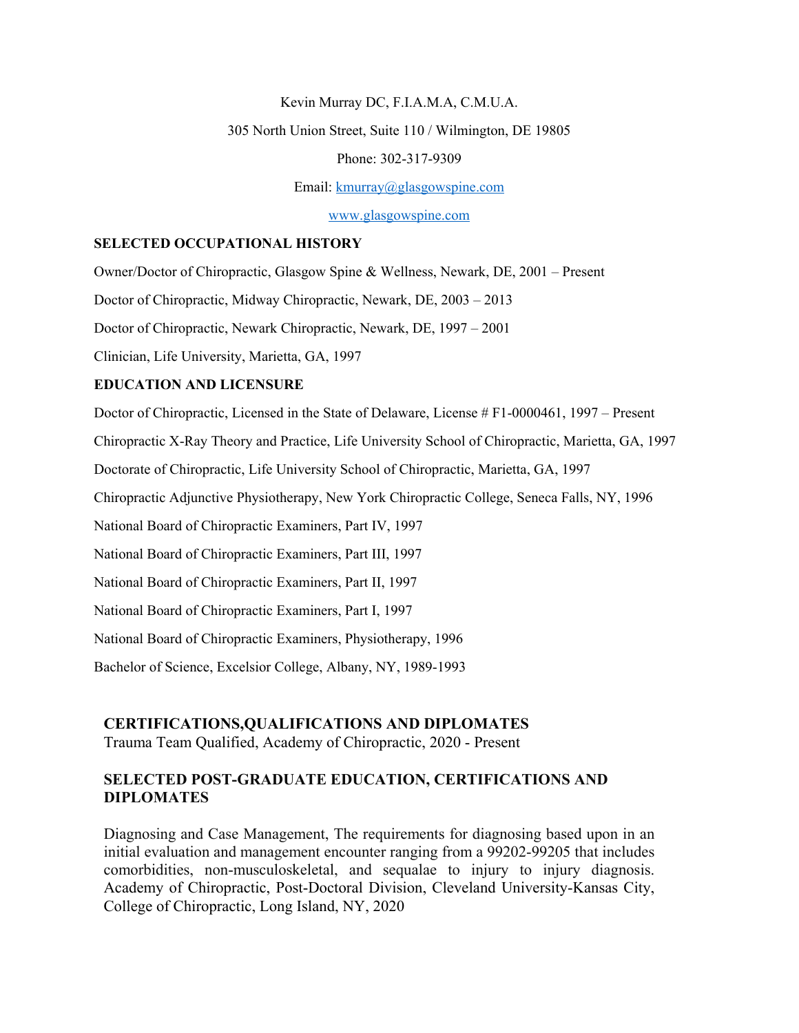Kevin Murray DC, F.I.A.M.A, C.M.U.A.

305 North Union Street, Suite 110 / Wilmington, DE 19805

Phone: 302-317-9309

Email: kmurray@glasgowspine.com

www.glasgowspine.com

## SELECTED OCCUPATIONAL HISTORY

Owner/Doctor of Chiropractic, Glasgow Spine & Wellness, Newark, DE, 2001 – Present

Doctor of Chiropractic, Midway Chiropractic, Newark, DE, 2003 – 2013

Doctor of Chiropractic, Newark Chiropractic, Newark, DE, 1997 – 2001

Clinician, Life University, Marietta, GA, 1997

## EDUCATION AND LICENSURE

Doctor of Chiropractic, Licensed in the State of Delaware, License # F1-0000461, 1997 – Present

Chiropractic X-Ray Theory and Practice, Life University School of Chiropractic, Marietta, GA, 1997

Doctorate of Chiropractic, Life University School of Chiropractic, Marietta, GA, 1997

Chiropractic Adjunctive Physiotherapy, New York Chiropractic College, Seneca Falls, NY, 1996

National Board of Chiropractic Examiners, Part IV, 1997

National Board of Chiropractic Examiners, Part III, 1997

National Board of Chiropractic Examiners, Part II, 1997

National Board of Chiropractic Examiners, Part I, 1997

National Board of Chiropractic Examiners, Physiotherapy, 1996

Bachelor of Science, Excelsior College, Albany, NY, 1989-1993

## CERTIFICATIONS,QUALIFICATIONS AND DIPLOMATES

Trauma Team Qualified, Academy of Chiropractic, 2020 - Present

## SELECTED POST-GRADUATE EDUCATION, CERTIFICATIONS AND DIPLOMATES

Diagnosing and Case Management, The requirements for diagnosing based upon in an initial evaluation and management encounter ranging from a 99202-99205 that includes comorbidities, non-musculoskeletal, and sequalae to injury to injury diagnosis. Academy of Chiropractic, Post-Doctoral Division, Cleveland University-Kansas City, College of Chiropractic, Long Island, NY, 2020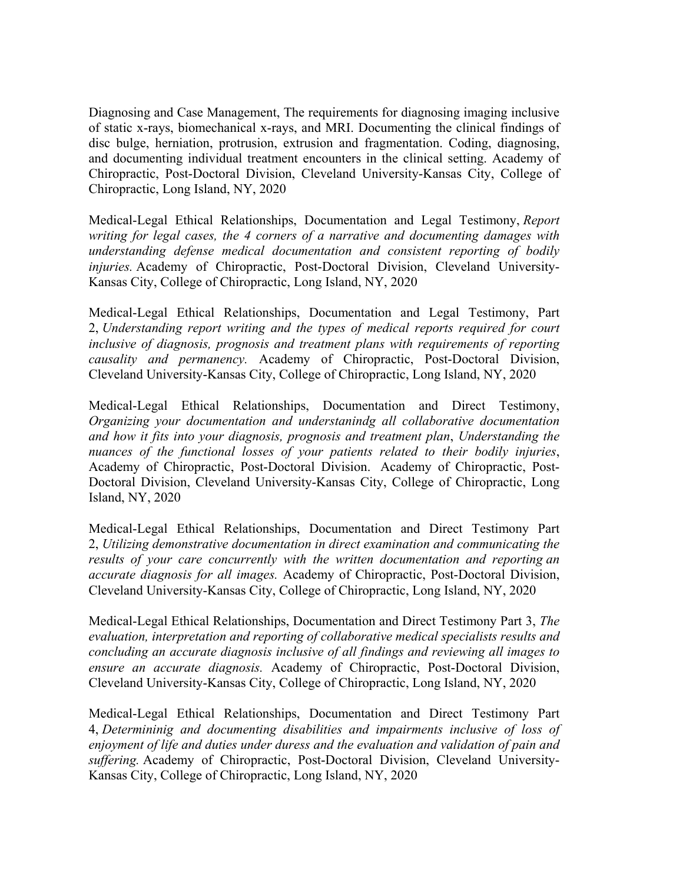Diagnosing and Case Management, The requirements for diagnosing imaging inclusive of static x-rays, biomechanical x-rays, and MRI. Documenting the clinical findings of disc bulge, herniation, protrusion, extrusion and fragmentation. Coding, diagnosing, and documenting individual treatment encounters in the clinical setting. Academy of Chiropractic, Post-Doctoral Division, Cleveland University-Kansas City, College of Chiropractic, Long Island, NY, 2020

Medical-Legal Ethical Relationships, Documentation and Legal Testimony, *Report writing for legal cases, the 4 corners of a narrative and documenting damages with understanding defense medical documentation and consistent reporting of bodily injuries.* Academy of Chiropractic, Post-Doctoral Division, Cleveland University-Kansas City, College of Chiropractic, Long Island, NY, 2020

Medical-Legal Ethical Relationships, Documentation and Legal Testimony, Part 2, *Understanding report writing and the types of medical reports required for court inclusive of diagnosis, prognosis and treatment plans with requirements of reporting causality and permanency.* Academy of Chiropractic, Post-Doctoral Division, Cleveland University-Kansas City, College of Chiropractic, Long Island, NY, 2020

Medical-Legal Ethical Relationships, Documentation and Direct Testimony, *Organizing your documentation and understanindg all collaborative documentation and how it fits into your diagnosis, prognosis and treatment plan*, *Understanding the nuances of the functional losses of your patients related to their bodily injuries*, Academy of Chiropractic, Post-Doctoral Division. Academy of Chiropractic, Post-Doctoral Division, Cleveland University-Kansas City, College of Chiropractic, Long Island, NY, 2020

Medical-Legal Ethical Relationships, Documentation and Direct Testimony Part 2, *Utilizing demonstrative documentation in direct examination and communicating the results of your care concurrently with the written documentation and reporting an accurate diagnosis for all images.* Academy of Chiropractic, Post-Doctoral Division, Cleveland University-Kansas City, College of Chiropractic, Long Island, NY, 2020

Medical-Legal Ethical Relationships, Documentation and Direct Testimony Part 3, *The evaluation, interpretation and reporting of collaborative medical specialists results and concluding an accurate diagnosis inclusive of all findings and reviewing all images to ensure an accurate diagnosis.* Academy of Chiropractic, Post-Doctoral Division, Cleveland University-Kansas City, College of Chiropractic, Long Island, NY, 2020

Medical-Legal Ethical Relationships, Documentation and Direct Testimony Part 4, *Determininig and documenting disabilities and impairments inclusive of loss of enjoyment of life and duties under duress and the evaluation and validation of pain and suffering.* Academy of Chiropractic, Post-Doctoral Division, Cleveland University-Kansas City, College of Chiropractic, Long Island, NY, 2020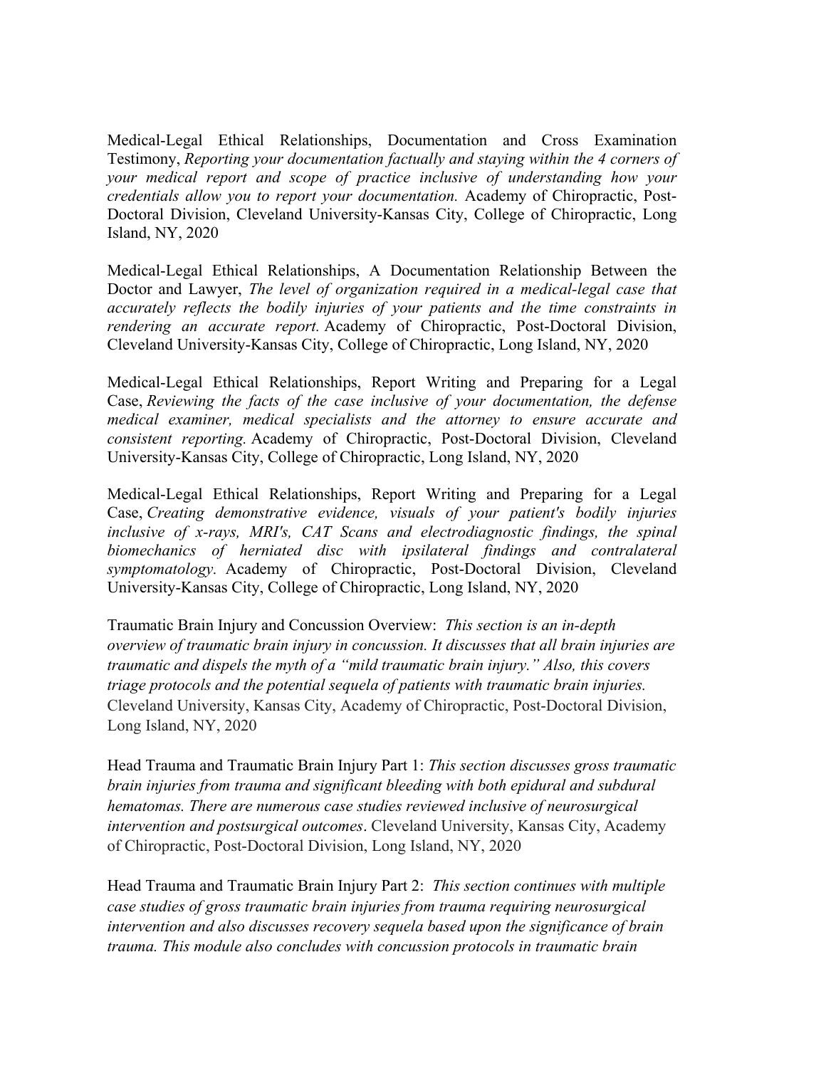Medical-Legal Ethical Relationships, Documentation and Cross Examination Testimony, *Reporting your documentation factually and staying within the 4 corners of your medical report and scope of practice inclusive of understanding how your credentials allow you to report your documentation.* Academy of Chiropractic, Post-Doctoral Division, Cleveland University-Kansas City, College of Chiropractic, Long Island, NY, 2020

Medical-Legal Ethical Relationships, A Documentation Relationship Between the Doctor and Lawyer, *The level of organization required in a medical-legal case that accurately reflects the bodily injuries of your patients and the time constraints in rendering an accurate report.* Academy of Chiropractic, Post-Doctoral Division, Cleveland University-Kansas City, College of Chiropractic, Long Island, NY, 2020

Medical-Legal Ethical Relationships, Report Writing and Preparing for a Legal Case, *Reviewing the facts of the case inclusive of your documentation, the defense medical examiner, medical specialists and the attorney to ensure accurate and consistent reporting.* Academy of Chiropractic, Post-Doctoral Division, Cleveland University-Kansas City, College of Chiropractic, Long Island, NY, 2020

Medical-Legal Ethical Relationships, Report Writing and Preparing for a Legal Case, *Creating demonstrative evidence, visuals of your patient's bodily injuries inclusive of x-rays, MRI's, CAT Scans and electrodiagnostic findings, the spinal biomechanics of herniated disc with ipsilateral findings and contralateral symptomatology.* Academy of Chiropractic, Post-Doctoral Division, Cleveland University-Kansas City, College of Chiropractic, Long Island, NY, 2020

Traumatic Brain Injury and Concussion Overview: *This section is an in-depth overview of traumatic brain injury in concussion. It discusses that all brain injuries are traumatic and dispels the myth of a "mild traumatic brain injury." Also, this covers triage protocols and the potential sequela of patients with traumatic brain injuries.* Cleveland University, Kansas City, Academy of Chiropractic, Post-Doctoral Division, Long Island, NY, 2020

Head Trauma and Traumatic Brain Injury Part 1: *This section discusses gross traumatic brain injuries from trauma and significant bleeding with both epidural and subdural hematomas. There are numerous case studies reviewed inclusive of neurosurgical intervention and postsurgical outcomes*. Cleveland University, Kansas City, Academy of Chiropractic, Post-Doctoral Division, Long Island, NY, 2020

Head Trauma and Traumatic Brain Injury Part 2: *This section continues with multiple case studies of gross traumatic brain injuries from trauma requiring neurosurgical intervention and also discusses recovery sequela based upon the significance of brain trauma. This module also concludes with concussion protocols in traumatic brain*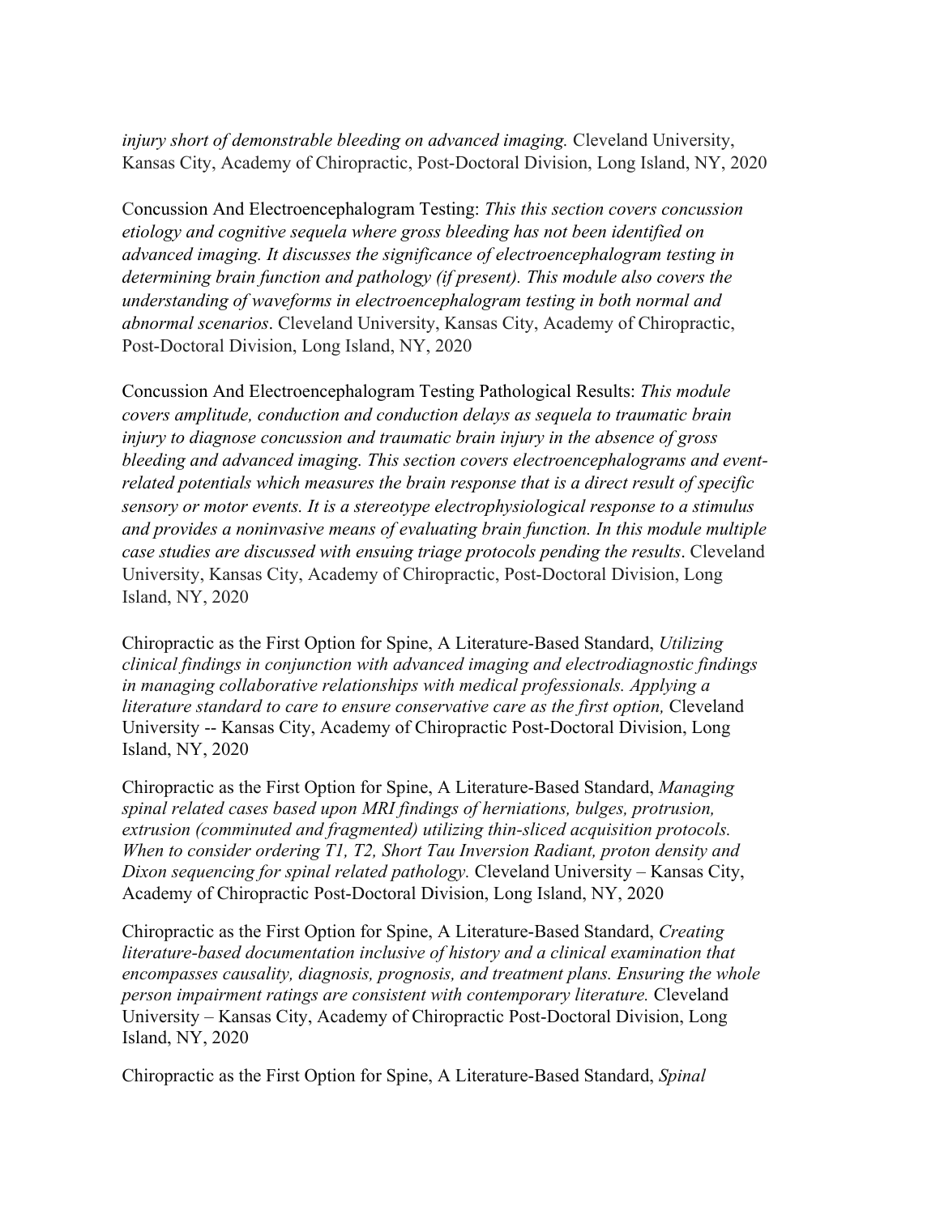*injury short of demonstrable bleeding on advanced imaging.* Cleveland University, Kansas City, Academy of Chiropractic, Post-Doctoral Division, Long Island, NY, 2020

Concussion And Electroencephalogram Testing: *This this section covers concussion etiology and cognitive sequela where gross bleeding has not been identified on advanced imaging. It discusses the significance of electroencephalogram testing in determining brain function and pathology (if present). This module also covers the understanding of waveforms in electroencephalogram testing in both normal and abnormal scenarios*. Cleveland University, Kansas City, Academy of Chiropractic, Post-Doctoral Division, Long Island, NY, 2020

Concussion And Electroencephalogram Testing Pathological Results: *This module covers amplitude, conduction and conduction delays as sequela to traumatic brain injury to diagnose concussion and traumatic brain injury in the absence of gross bleeding and advanced imaging. This section covers electroencephalograms and event-related potentials which measures the brain response that is a direct result of specific sensory or motor events. It is a stereotype electrophysiological response to a stimulus and provides a noninvasive means of evaluating brain function. In this module multiple case studies are discussed with ensuing triage protocols pending the results*. Cleveland University, Kansas City, Academy of Chiropractic, Post-Doctoral Division, Long Island, NY, 2020

Chiropractic as the First Option for Spine, A Literature-Based Standard, *Utilizing clinical findings in conjunction with advanced imaging and electrodiagnostic findings in managing collaborative relationships with medical professionals. Applying a literature standard to care to ensure conservative care as the first option,* Cleveland University -- Kansas City, Academy of Chiropractic Post-Doctoral Division, Long Island, NY, 2020

Chiropractic as the First Option for Spine, A Literature-Based Standard, *Managing spinal related cases based upon MRI findings of herniations, bulges, protrusion, extrusion (comminuted and fragmented) utilizing thin-sliced acquisition protocols. When to consider ordering T1, T2, Short Tau Inversion Radiant, proton density and Dixon sequencing for spinal related pathology.* Cleveland University – Kansas City, Academy of Chiropractic Post-Doctoral Division, Long Island, NY, 2020

Chiropractic as the First Option for Spine, A Literature-Based Standard, *Creating literature-based documentation inclusive of history and a clinical examination that encompasses causality, diagnosis, prognosis, and treatment plans. Ensuring the whole person impairment ratings are consistent with contemporary literature.* Cleveland University – Kansas City, Academy of Chiropractic Post-Doctoral Division, Long Island, NY, 2020

Chiropractic as the First Option for Spine, A Literature-Based Standard, *Spinal*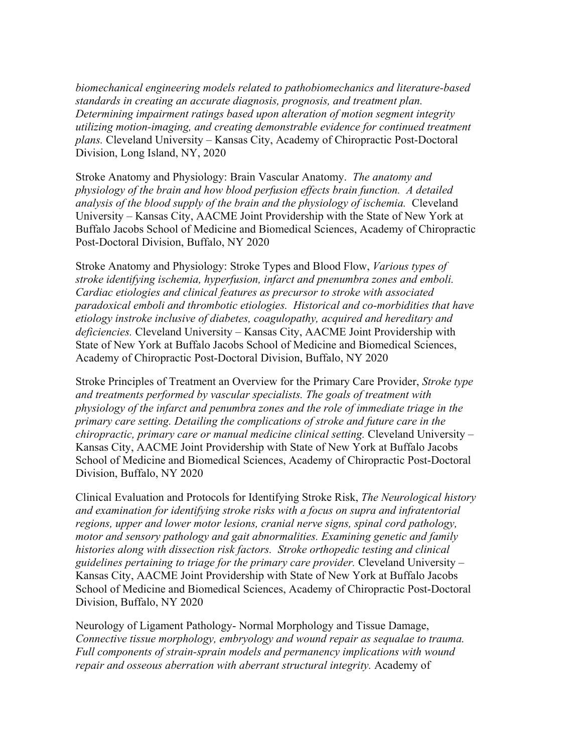*biomechanical engineering models related to pathobiomechanics and literature-based standards in creating an accurate diagnosis, prognosis, and treatment plan. Determining impairment ratings based upon alteration of motion segment integrity utilizing motion-imaging, and creating demonstrable evidence for continued treatment plans.* Cleveland University – Kansas City, Academy of Chiropractic Post-Doctoral Division, Long Island, NY, 2020

Stroke Anatomy and Physiology: Brain Vascular Anatomy. *The anatomy and physiology of the brain and how blood perfusion effects brain function. A detailed analysis of the blood supply of the brain and the physiology of ischemia.* Cleveland University – Kansas City, AACME Joint Providership with the State of New York at Buffalo Jacobs School of Medicine and Biomedical Sciences, Academy of Chiropractic Post-Doctoral Division, Buffalo, NY 2020

Stroke Anatomy and Physiology: Stroke Types and Blood Flow, *Various types of stroke identifying ischemia, hyperfusion, infarct and pnenumbra zones and emboli. Cardiac etiologies and clinical features as precursor to stroke with associated paradoxical emboli and thrombotic etiologies. Historical and co-morbidities that have etiology instroke inclusive of diabetes, coagulopathy, acquired and hereditary and deficiencies.* Cleveland University – Kansas City, AACME Joint Providership with State of New York at Buffalo Jacobs School of Medicine and Biomedical Sciences, Academy of Chiropractic Post-Doctoral Division, Buffalo, NY 2020

Stroke Principles of Treatment an Overview for the Primary Care Provider, *Stroke type and treatments performed by vascular specialists. The goals of treatment with physiology of the infarct and penumbra zones and the role of immediate triage in the primary care setting. Detailing the complications of stroke and future care in the chiropractic, primary care or manual medicine clinical setting.* Cleveland University – Kansas City, AACME Joint Providership with State of New York at Buffalo Jacobs School of Medicine and Biomedical Sciences, Academy of Chiropractic Post-Doctoral Division, Buffalo, NY 2020

Clinical Evaluation and Protocols for Identifying Stroke Risk, *The Neurological history and examination for identifying stroke risks with a focus on supra and infratentorial regions, upper and lower motor lesions, cranial nerve signs, spinal cord pathology, motor and sensory pathology and gait abnormalities. Examining genetic and family histories along with dissection risk factors. Stroke orthopedic testing and clinical guidelines pertaining to triage for the primary care provider.* Cleveland University – Kansas City, AACME Joint Providership with State of New York at Buffalo Jacobs School of Medicine and Biomedical Sciences, Academy of Chiropractic Post-Doctoral Division, Buffalo, NY 2020

Neurology of Ligament Pathology- Normal Morphology and Tissue Damage, *Connective tissue morphology, embryology and wound repair as sequalae to trauma. Full components of strain-sprain models and permanency implications with wound repair and osseous aberration with aberrant structural integrity.* Academy of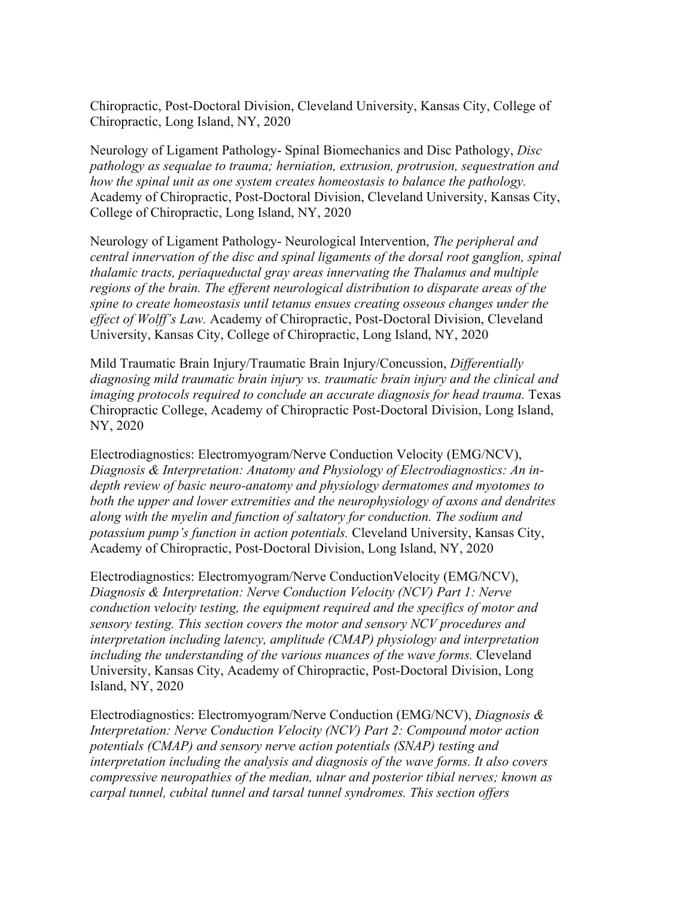Chiropractic, Post-Doctoral Division, Cleveland University, Kansas City, College of Chiropractic, Long Island, NY, 2020

Neurology of Ligament Pathology- Spinal Biomechanics and Disc Pathology, *Disc pathology as sequalae to trauma; herniation, extrusion, protrusion, sequestration and how the spinal unit as one system creates homeostasis to balance the pathology.* Academy of Chiropractic, Post-Doctoral Division, Cleveland University, Kansas City, College of Chiropractic, Long Island, NY, 2020

Neurology of Ligament Pathology- Neurological Intervention, *The peripheral and central innervation of the disc and spinal ligaments of the dorsal root ganglion, spinal thalamic tracts, periaqueductal gray areas innervating the Thalamus and multiple regions of the brain. The efferent neurological distribution to disparate areas of the spine to create homeostasis until tetanus ensues creating osseous changes under the effect of Wolff's Law.* Academy of Chiropractic, Post-Doctoral Division, Cleveland University, Kansas City, College of Chiropractic, Long Island, NY, 2020

Mild Traumatic Brain Injury/Traumatic Brain Injury/Concussion, *Differentially diagnosing mild traumatic brain injury vs. traumatic brain injury and the clinical and imaging protocols required to conclude an accurate diagnosis for head trauma.* Texas Chiropractic College, Academy of Chiropractic Post-Doctoral Division, Long Island, NY, 2020

Electrodiagnostics: Electromyogram/Nerve Conduction Velocity (EMG/NCV), *Diagnosis & Interpretation: Anatomy and Physiology of Electrodiagnostics: An in-depth review of basic neuro-anatomy and physiology dermatomes and myotomes to both the upper and lower extremities and the neurophysiology of axons and dendrites along with the myelin and function of saltatory for conduction. The sodium and potassium pump's function in action potentials.* Cleveland University, Kansas City, Academy of Chiropractic, Post-Doctoral Division, Long Island, NY, 2020

Electrodiagnostics: Electromyogram/Nerve ConductionVelocity (EMG/NCV), *Diagnosis & Interpretation: Nerve Conduction Velocity (NCV) Part 1: Nerve conduction velocity testing, the equipment required and the specifics of motor and sensory testing. This section covers the motor and sensory NCV procedures and interpretation including latency, amplitude (CMAP) physiology and interpretation including the understanding of the various nuances of the wave forms.* Cleveland University, Kansas City, Academy of Chiropractic, Post-Doctoral Division, Long Island, NY, 2020

Electrodiagnostics: Electromyogram/Nerve Conduction (EMG/NCV), *Diagnosis & Interpretation: Nerve Conduction Velocity (NCV) Part 2: Compound motor action potentials (CMAP) and sensory nerve action potentials (SNAP) testing and interpretation including the analysis and diagnosis of the wave forms. It also covers compressive neuropathies of the median, ulnar and posterior tibial nerves; known as carpal tunnel, cubital tunnel and tarsal tunnel syndromes. This section offers*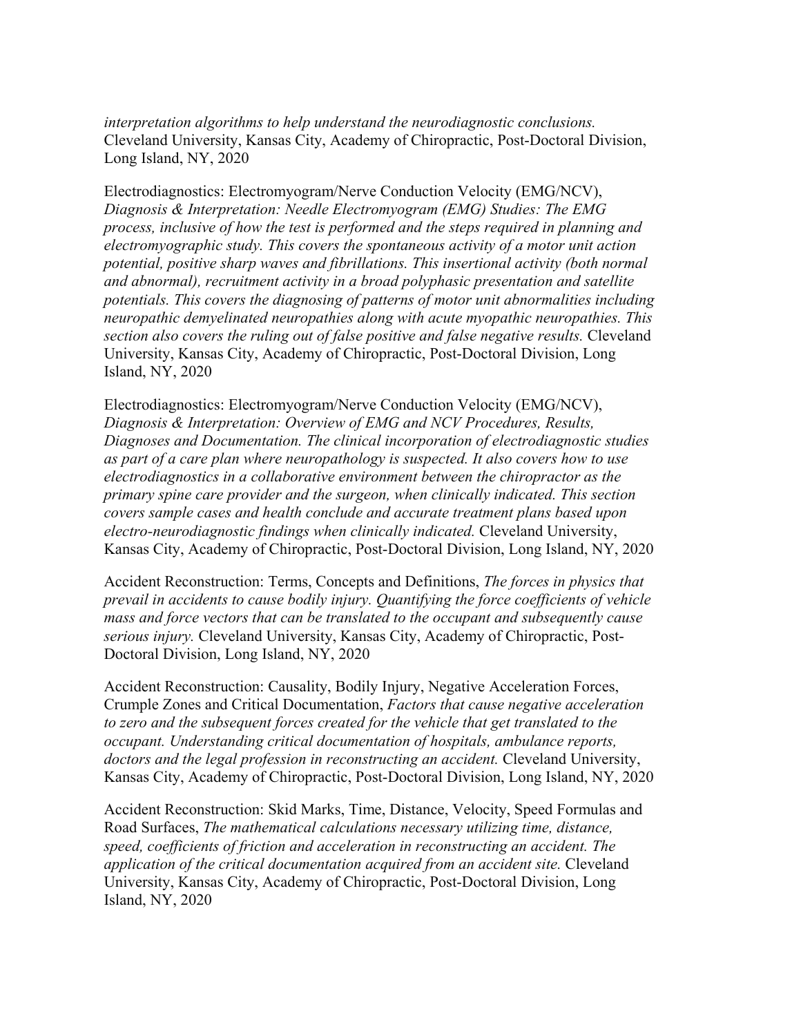*interpretation algorithms to help understand the neurodiagnostic conclusions.* Cleveland University, Kansas City, Academy of Chiropractic, Post-Doctoral Division, Long Island, NY, 2020

Electrodiagnostics: Electromyogram/Nerve Conduction Velocity (EMG/NCV), *Diagnosis & Interpretation: Needle Electromyogram (EMG) Studies: The EMG process, inclusive of how the test is performed and the steps required in planning and electromyographic study. This covers the spontaneous activity of a motor unit action potential, positive sharp waves and fibrillations. This insertional activity (both normal and abnormal), recruitment activity in a broad polyphasic presentation and satellite potentials. This covers the diagnosing of patterns of motor unit abnormalities including neuropathic demyelinated neuropathies along with acute myopathic neuropathies. This section also covers the ruling out of false positive and false negative results.* Cleveland University, Kansas City, Academy of Chiropractic, Post-Doctoral Division, Long Island, NY, 2020

Electrodiagnostics: Electromyogram/Nerve Conduction Velocity (EMG/NCV), *Diagnosis & Interpretation: Overview of EMG and NCV Procedures, Results, Diagnoses and Documentation. The clinical incorporation of electrodiagnostic studies as part of a care plan where neuropathology is suspected. It also covers how to use electrodiagnostics in a collaborative environment between the chiropractor as the primary spine care provider and the surgeon, when clinically indicated. This section covers sample cases and health conclude and accurate treatment plans based upon electro-neurodiagnostic findings when clinically indicated.* Cleveland University, Kansas City, Academy of Chiropractic, Post-Doctoral Division, Long Island, NY, 2020

Accident Reconstruction: Terms, Concepts and Definitions, *The forces in physics that prevail in accidents to cause bodily injury. Quantifying the force coefficients of vehicle mass and force vectors that can be translated to the occupant and subsequently cause serious injury.* Cleveland University, Kansas City, Academy of Chiropractic, Post-Doctoral Division, Long Island, NY, 2020

Accident Reconstruction: Causality, Bodily Injury, Negative Acceleration Forces, Crumple Zones and Critical Documentation, *Factors that cause negative acceleration to zero and the subsequent forces created for the vehicle that get translated to the occupant. Understanding critical documentation of hospitals, ambulance reports, doctors and the legal profession in reconstructing an accident.* Cleveland University, Kansas City, Academy of Chiropractic, Post-Doctoral Division, Long Island, NY, 2020

Accident Reconstruction: Skid Marks, Time, Distance, Velocity, Speed Formulas and Road Surfaces, *The mathematical calculations necessary utilizing time, distance, speed, coefficients of friction and acceleration in reconstructing an accident. The application of the critical documentation acquired from an accident site.* Cleveland University, Kansas City, Academy of Chiropractic, Post-Doctoral Division, Long Island, NY, 2020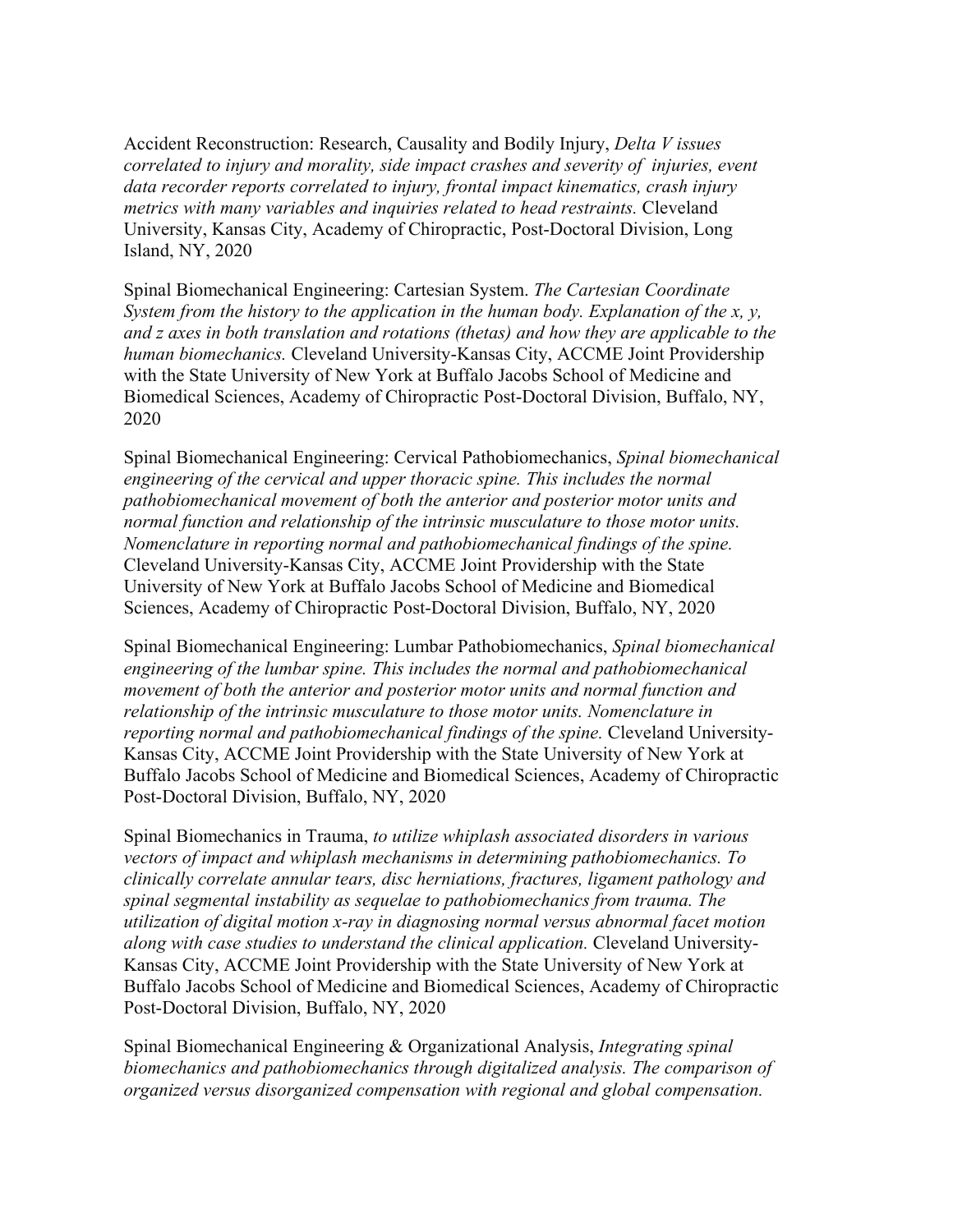Accident Reconstruction: Research, Causality and Bodily Injury, *Delta V issues correlated to injury and morality, side impact crashes and severity of injuries, event data recorder reports correlated to injury, frontal impact kinematics, crash injury metrics with many variables and inquiries related to head restraints.* Cleveland University, Kansas City, Academy of Chiropractic, Post-Doctoral Division, Long Island, NY, 2020

Spinal Biomechanical Engineering: Cartesian System. *The Cartesian Coordinate System from the history to the application in the human body. Explanation of the x, y, and z axes in both translation and rotations (thetas) and how they are applicable to the human biomechanics.* Cleveland University-Kansas City, ACCME Joint Providership with the State University of New York at Buffalo Jacobs School of Medicine and Biomedical Sciences, Academy of Chiropractic Post-Doctoral Division, Buffalo, NY, 2020

Spinal Biomechanical Engineering: Cervical Pathobiomechanics, *Spinal biomechanical engineering of the cervical and upper thoracic spine. This includes the normal pathobiomechanical movement of both the anterior and posterior motor units and normal function and relationship of the intrinsic musculature to those motor units. Nomenclature in reporting normal and pathobiomechanical findings of the spine.* Cleveland University-Kansas City, ACCME Joint Providership with the State University of New York at Buffalo Jacobs School of Medicine and Biomedical Sciences, Academy of Chiropractic Post-Doctoral Division, Buffalo, NY, 2020

Spinal Biomechanical Engineering: Lumbar Pathobiomechanics, *Spinal biomechanical engineering of the lumbar spine. This includes the normal and pathobiomechanical movement of both the anterior and posterior motor units and normal function and relationship of the intrinsic musculature to those motor units. Nomenclature in reporting normal and pathobiomechanical findings of the spine.* Cleveland University-Kansas City, ACCME Joint Providership with the State University of New York at Buffalo Jacobs School of Medicine and Biomedical Sciences, Academy of Chiropractic Post-Doctoral Division, Buffalo, NY, 2020

Spinal Biomechanics in Trauma, *to utilize whiplash associated disorders in various vectors of impact and whiplash mechanisms in determining pathobiomechanics. To clinically correlate annular tears, disc herniations, fractures, ligament pathology and spinal segmental instability as sequelae to pathobiomechanics from trauma. The utilization of digital motion x-ray in diagnosing normal versus abnormal facet motion along with case studies to understand the clinical application.* Cleveland University-Kansas City, ACCME Joint Providership with the State University of New York at Buffalo Jacobs School of Medicine and Biomedical Sciences, Academy of Chiropractic Post-Doctoral Division, Buffalo, NY, 2020

Spinal Biomechanical Engineering & Organizational Analysis, *Integrating spinal biomechanics and pathobiomechanics through digitalized analysis. The comparison of organized versus disorganized compensation with regional and global compensation.*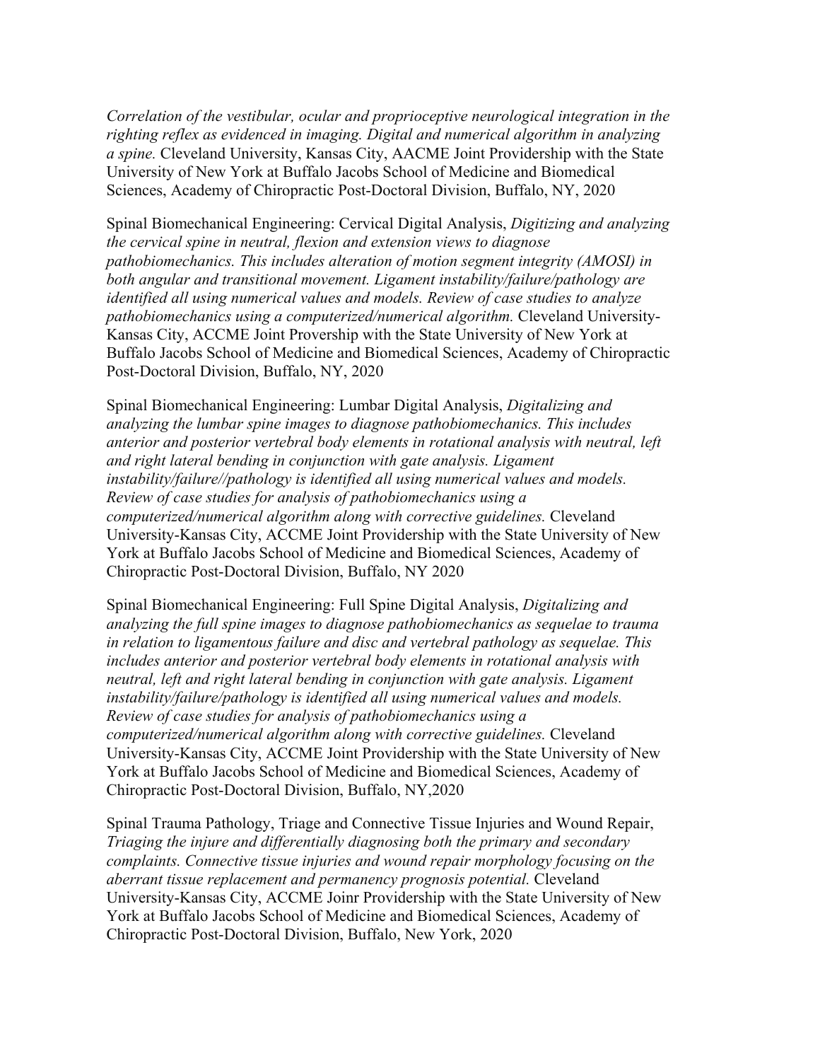*Correlation of the vestibular, ocular and proprioceptive neurological integration in the righting reflex as evidenced in imaging. Digital and numerical algorithm in analyzing a spine.* Cleveland University, Kansas City, AACME Joint Providership with the State University of New York at Buffalo Jacobs School of Medicine and Biomedical Sciences, Academy of Chiropractic Post-Doctoral Division, Buffalo, NY, 2020

Spinal Biomechanical Engineering: Cervical Digital Analysis, *Digitizing and analyzing the cervical spine in neutral, flexion and extension views to diagnose pathobiomechanics. This includes alteration of motion segment integrity (AMOSI) in both angular and transitional movement. Ligament instability/failure/pathology are identified all using numerical values and models. Review of case studies to analyze pathobiomechanics using a computerized/numerical algorithm.* Cleveland University-Kansas City, ACCME Joint Provership with the State University of New York at Buffalo Jacobs School of Medicine and Biomedical Sciences, Academy of Chiropractic Post-Doctoral Division, Buffalo, NY, 2020

Spinal Biomechanical Engineering: Lumbar Digital Analysis, *Digitalizing and analyzing the lumbar spine images to diagnose pathobiomechanics. This includes anterior and posterior vertebral body elements in rotational analysis with neutral, left and right lateral bending in conjunction with gate analysis. Ligament instability/failure//pathology is identified all using numerical values and models. Review of case studies for analysis of pathobiomechanics using a computerized/numerical algorithm along with corrective guidelines.* Cleveland University-Kansas City, ACCME Joint Providership with the State University of New York at Buffalo Jacobs School of Medicine and Biomedical Sciences, Academy of Chiropractic Post-Doctoral Division, Buffalo, NY 2020

Spinal Biomechanical Engineering: Full Spine Digital Analysis, *Digitalizing and analyzing the full spine images to diagnose pathobiomechanics as sequelae to trauma in relation to ligamentous failure and disc and vertebral pathology as sequelae. This includes anterior and posterior vertebral body elements in rotational analysis with neutral, left and right lateral bending in conjunction with gate analysis. Ligament instability/failure/pathology is identified all using numerical values and models. Review of case studies for analysis of pathobiomechanics using a computerized/numerical algorithm along with corrective guidelines.* Cleveland University-Kansas City, ACCME Joint Providership with the State University of New York at Buffalo Jacobs School of Medicine and Biomedical Sciences, Academy of Chiropractic Post-Doctoral Division, Buffalo, NY,2020

Spinal Trauma Pathology, Triage and Connective Tissue Injuries and Wound Repair, *Triaging the injure and differentially diagnosing both the primary and secondary complaints. Connective tissue injuries and wound repair morphology focusing on the aberrant tissue replacement and permanency prognosis potential.* Cleveland University-Kansas City, ACCME Joinr Providership with the State University of New York at Buffalo Jacobs School of Medicine and Biomedical Sciences, Academy of Chiropractic Post-Doctoral Division, Buffalo, New York, 2020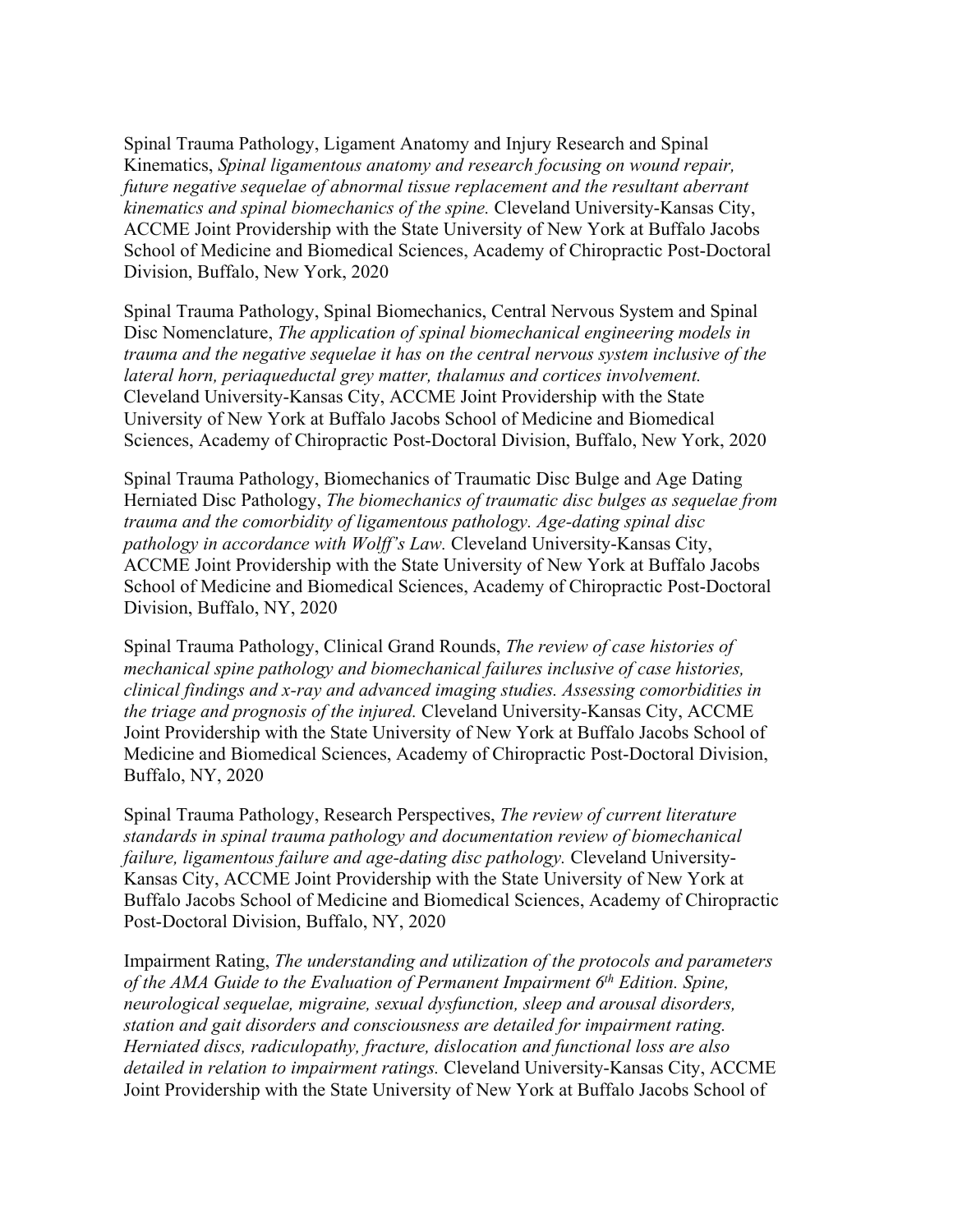Spinal Trauma Pathology, Ligament Anatomy and Injury Research and Spinal Kinematics, *Spinal ligamentous anatomy and research focusing on wound repair, future negative sequelae of abnormal tissue replacement and the resultant aberrant kinematics and spinal biomechanics of the spine.* Cleveland University-Kansas City, ACCME Joint Providership with the State University of New York at Buffalo Jacobs School of Medicine and Biomedical Sciences, Academy of Chiropractic Post-Doctoral Division, Buffalo, New York, 2020

Spinal Trauma Pathology, Spinal Biomechanics, Central Nervous System and Spinal Disc Nomenclature, *The application of spinal biomechanical engineering models in trauma and the negative sequelae it has on the central nervous system inclusive of the lateral horn, periaqueductal grey matter, thalamus and cortices involvement.* Cleveland University-Kansas City, ACCME Joint Providership with the State University of New York at Buffalo Jacobs School of Medicine and Biomedical Sciences, Academy of Chiropractic Post-Doctoral Division, Buffalo, New York, 2020

Spinal Trauma Pathology, Biomechanics of Traumatic Disc Bulge and Age Dating Herniated Disc Pathology, *The biomechanics of traumatic disc bulges as sequelae from trauma and the comorbidity of ligamentous pathology. Age-dating spinal disc pathology in accordance with Wolff's Law.* Cleveland University-Kansas City, ACCME Joint Providership with the State University of New York at Buffalo Jacobs School of Medicine and Biomedical Sciences, Academy of Chiropractic Post-Doctoral Division, Buffalo, NY, 2020

Spinal Trauma Pathology, Clinical Grand Rounds, *The review of case histories of mechanical spine pathology and biomechanical failures inclusive of case histories, clinical findings and x-ray and advanced imaging studies. Assessing comorbidities in the triage and prognosis of the injured.* Cleveland University-Kansas City, ACCME Joint Providership with the State University of New York at Buffalo Jacobs School of Medicine and Biomedical Sciences, Academy of Chiropractic Post-Doctoral Division, Buffalo, NY, 2020

Spinal Trauma Pathology, Research Perspectives, *The review of current literature standards in spinal trauma pathology and documentation review of biomechanical failure, ligamentous failure and age-dating disc pathology.* Cleveland University-Kansas City, ACCME Joint Providership with the State University of New York at Buffalo Jacobs School of Medicine and Biomedical Sciences, Academy of Chiropractic Post-Doctoral Division, Buffalo, NY, 2020

Impairment Rating, *The understanding and utilization of the protocols and parameters of the AMA Guide to the Evaluation of Permanent Impairment 6th Edition. Spine, neurological sequelae, migraine, sexual dysfunction, sleep and arousal disorders, station and gait disorders and consciousness are detailed for impairment rating. Herniated discs, radiculopathy, fracture, dislocation and functional loss are also detailed in relation to impairment ratings.* Cleveland University-Kansas City, ACCME Joint Providership with the State University of New York at Buffalo Jacobs School of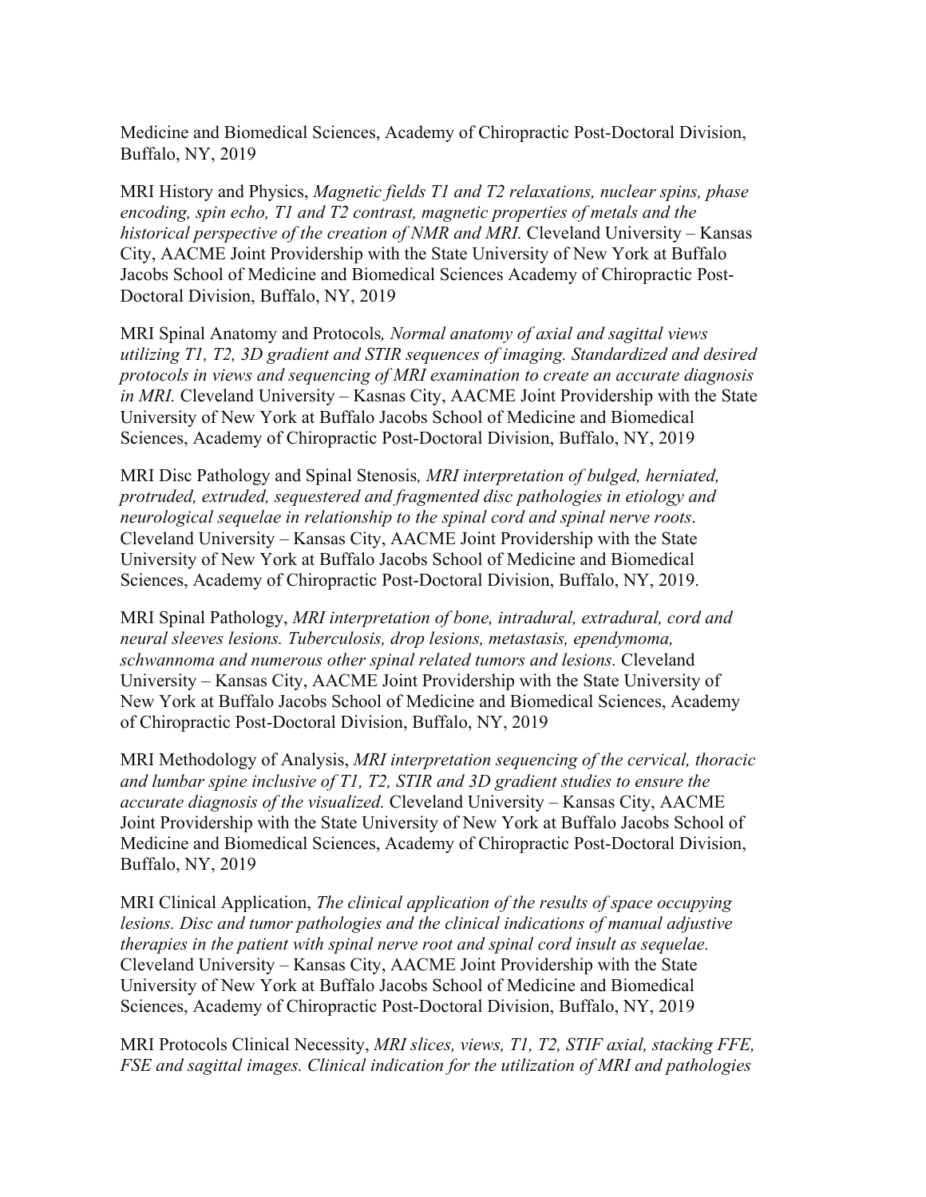Medicine and Biomedical Sciences, Academy of Chiropractic Post-Doctoral Division, Buffalo, NY, 2019

MRI History and Physics, *Magnetic fields T1 and T2 relaxations, nuclear spins, phase encoding, spin echo, T1 and T2 contrast, magnetic properties of metals and the historical perspective of the creation of NMR and MRI.* Cleveland University – Kansas City, AACME Joint Providership with the State University of New York at Buffalo Jacobs School of Medicine and Biomedical Sciences Academy of Chiropractic Post-Doctoral Division, Buffalo, NY, 2019

MRI Spinal Anatomy and Protocols*, Normal anatomy of axial and sagittal views utilizing T1, T2, 3D gradient and STIR sequences of imaging. Standardized and desired protocols in views and sequencing of MRI examination to create an accurate diagnosis in MRI.* Cleveland University – Kasnas City, AACME Joint Providership with the State University of New York at Buffalo Jacobs School of Medicine and Biomedical Sciences, Academy of Chiropractic Post-Doctoral Division, Buffalo, NY, 2019

MRI Disc Pathology and Spinal Stenosis*, MRI interpretation of bulged, herniated, protruded, extruded, sequestered and fragmented disc pathologies in etiology and neurological sequelae in relationship to the spinal cord and spinal nerve roots*. Cleveland University – Kansas City, AACME Joint Providership with the State University of New York at Buffalo Jacobs School of Medicine and Biomedical Sciences, Academy of Chiropractic Post-Doctoral Division, Buffalo, NY, 2019.

MRI Spinal Pathology, *MRI interpretation of bone, intradural, extradural, cord and neural sleeves lesions. Tuberculosis, drop lesions, metastasis, ependymoma, schwannoma and numerous other spinal related tumors and lesions.* Cleveland University – Kansas City, AACME Joint Providership with the State University of New York at Buffalo Jacobs School of Medicine and Biomedical Sciences, Academy of Chiropractic Post-Doctoral Division, Buffalo, NY, 2019

MRI Methodology of Analysis, *MRI interpretation sequencing of the cervical, thoracic and lumbar spine inclusive of T1, T2, STIR and 3D gradient studies to ensure the accurate diagnosis of the visualized.* Cleveland University – Kansas City, AACME Joint Providership with the State University of New York at Buffalo Jacobs School of Medicine and Biomedical Sciences, Academy of Chiropractic Post-Doctoral Division, Buffalo, NY, 2019

MRI Clinical Application, *The clinical application of the results of space occupying lesions. Disc and tumor pathologies and the clinical indications of manual adjustive therapies in the patient with spinal nerve root and spinal cord insult as sequelae.* Cleveland University – Kansas City, AACME Joint Providership with the State University of New York at Buffalo Jacobs School of Medicine and Biomedical Sciences, Academy of Chiropractic Post-Doctoral Division, Buffalo, NY, 2019

MRI Protocols Clinical Necessity, *MRI slices, views, T1, T2, STIF axial, stacking FFE, FSE and sagittal images. Clinical indication for the utilization of MRI and pathologies*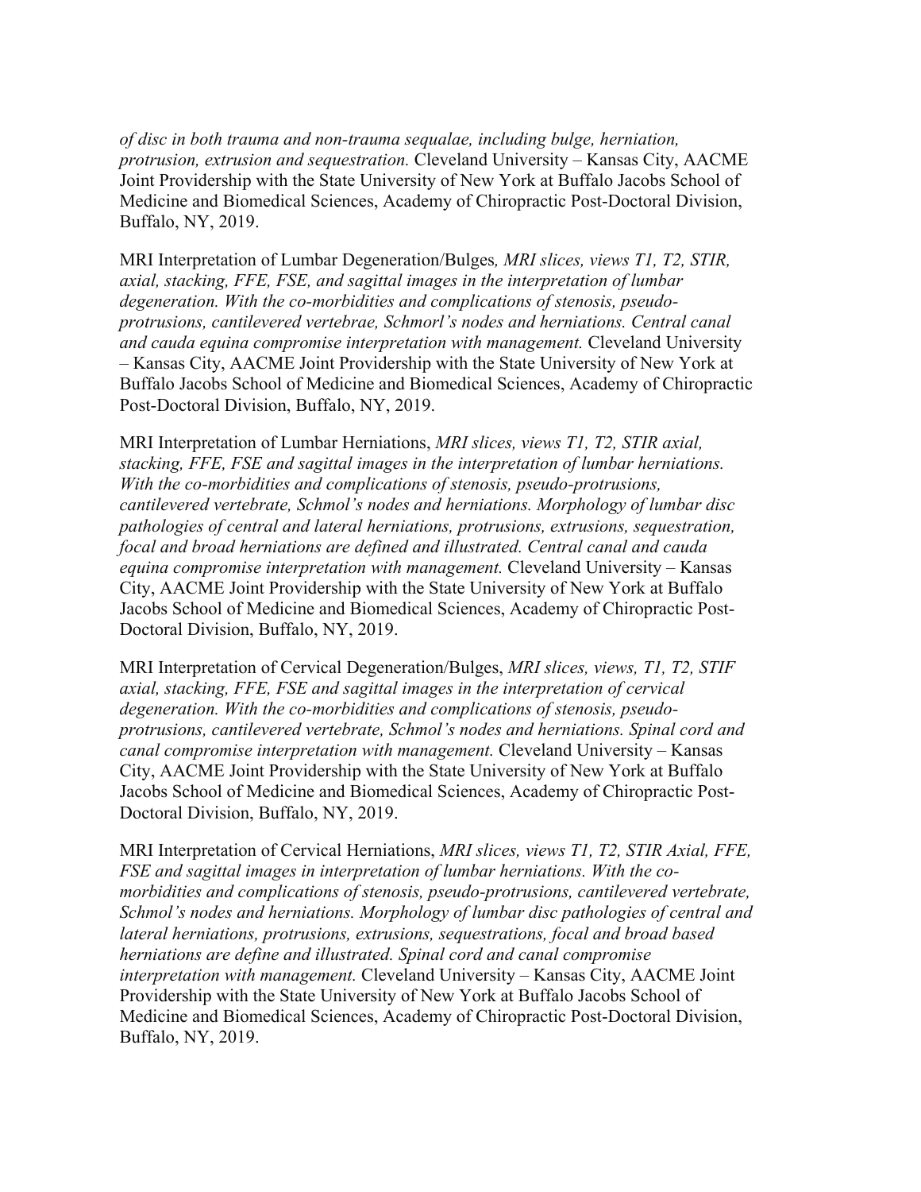*of disc in both trauma and non-trauma sequalae, including bulge, herniation, protrusion, extrusion and sequestration.* Cleveland University – Kansas City, AACME Joint Providership with the State University of New York at Buffalo Jacobs School of Medicine and Biomedical Sciences, Academy of Chiropractic Post-Doctoral Division, Buffalo, NY, 2019.

MRI Interpretation of Lumbar Degeneration/Bulges*, MRI slices, views T1, T2, STIR, axial, stacking, FFE, FSE, and sagittal images in the interpretation of lumbar degeneration. With the co-morbidities and complications of stenosis, pseudo-protrusions, cantilevered vertebrae, Schmorl's nodes and herniations. Central canal and cauda equina compromise interpretation with management.* Cleveland University – Kansas City, AACME Joint Providership with the State University of New York at Buffalo Jacobs School of Medicine and Biomedical Sciences, Academy of Chiropractic Post-Doctoral Division, Buffalo, NY, 2019.

MRI Interpretation of Lumbar Herniations, *MRI slices, views T1, T2, STIR axial, stacking, FFE, FSE and sagittal images in the interpretation of lumbar herniations. With the co-morbidities and complications of stenosis, pseudo-protrusions, cantilevered vertebrate, Schmol's nodes and herniations. Morphology of lumbar disc pathologies of central and lateral herniations, protrusions, extrusions, sequestration, focal and broad herniations are defined and illustrated. Central canal and cauda equina compromise interpretation with management.* Cleveland University – Kansas City, AACME Joint Providership with the State University of New York at Buffalo Jacobs School of Medicine and Biomedical Sciences, Academy of Chiropractic Post-Doctoral Division, Buffalo, NY, 2019.

MRI Interpretation of Cervical Degeneration/Bulges, *MRI slices, views, T1, T2, STIF axial, stacking, FFE, FSE and sagittal images in the interpretation of cervical degeneration. With the co-morbidities and complications of stenosis, pseudo-protrusions, cantilevered vertebrate, Schmol's nodes and herniations. Spinal cord and canal compromise interpretation with management.* Cleveland University – Kansas City, AACME Joint Providership with the State University of New York at Buffalo Jacobs School of Medicine and Biomedical Sciences, Academy of Chiropractic Post-Doctoral Division, Buffalo, NY, 2019.

MRI Interpretation of Cervical Herniations, *MRI slices, views T1, T2, STIR Axial, FFE, FSE and sagittal images in interpretation of lumbar herniations. With the co-morbidities and complications of stenosis, pseudo-protrusions, cantilevered vertebrate, Schmol's nodes and herniations. Morphology of lumbar disc pathologies of central and lateral herniations, protrusions, extrusions, sequestrations, focal and broad based herniations are define and illustrated. Spinal cord and canal compromise interpretation with management.* Cleveland University – Kansas City, AACME Joint Providership with the State University of New York at Buffalo Jacobs School of Medicine and Biomedical Sciences, Academy of Chiropractic Post-Doctoral Division, Buffalo, NY, 2019.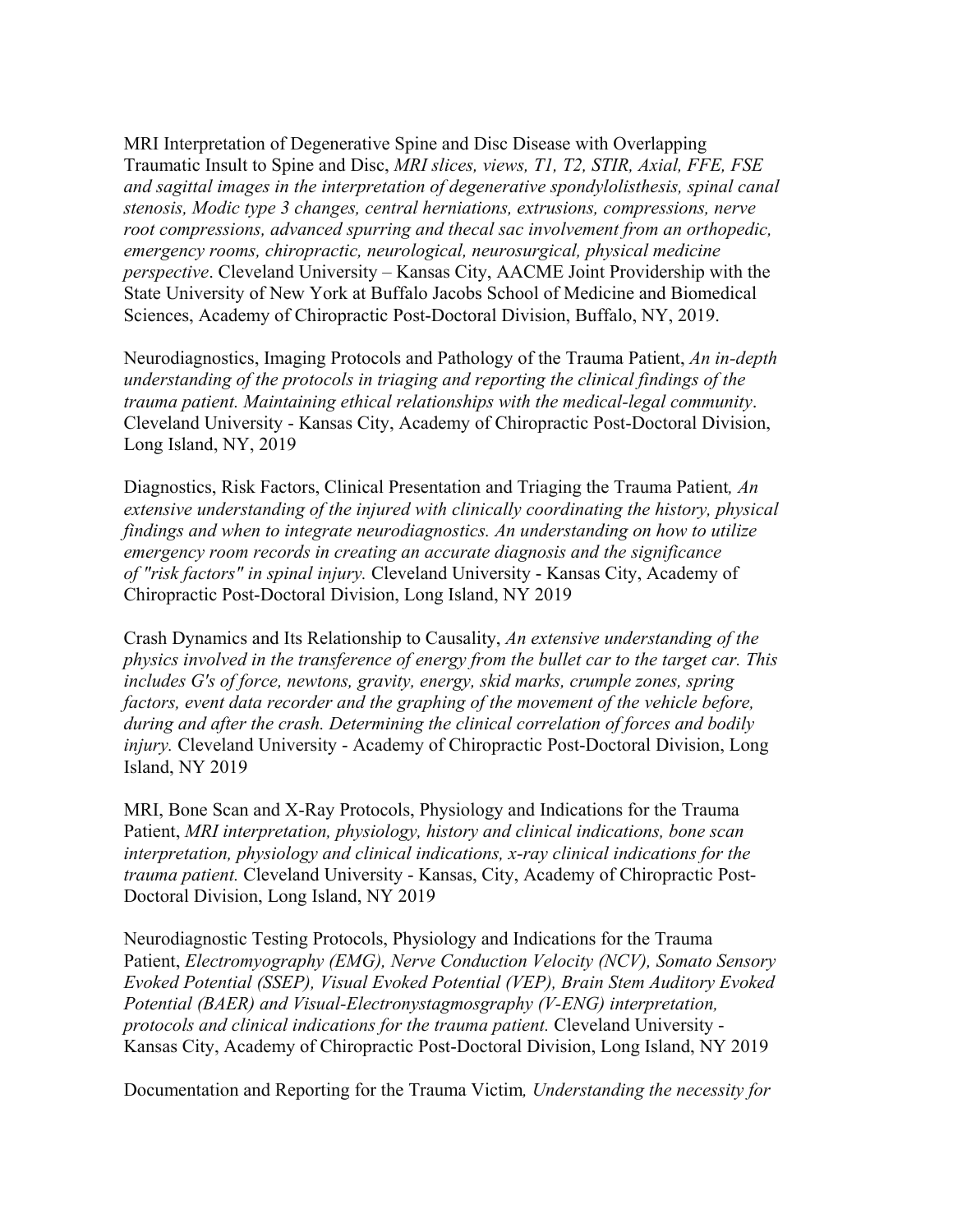MRI Interpretation of Degenerative Spine and Disc Disease with Overlapping Traumatic Insult to Spine and Disc, *MRI slices, views, T1, T2, STIR, Axial, FFE, FSE and sagittal images in the interpretation of degenerative spondylolisthesis, spinal canal stenosis, Modic type 3 changes, central herniations, extrusions, compressions, nerve root compressions, advanced spurring and thecal sac involvement from an orthopedic, emergency rooms, chiropractic, neurological, neurosurgical, physical medicine perspective*. Cleveland University – Kansas City, AACME Joint Providership with the State University of New York at Buffalo Jacobs School of Medicine and Biomedical Sciences, Academy of Chiropractic Post-Doctoral Division, Buffalo, NY, 2019.

Neurodiagnostics, Imaging Protocols and Pathology of the Trauma Patient, *An in-depth understanding of the protocols in triaging and reporting the clinical findings of the trauma patient. Maintaining ethical relationships with the medical-legal community*. Cleveland University - Kansas City, Academy of Chiropractic Post-Doctoral Division, Long Island, NY, 2019

Diagnostics, Risk Factors, Clinical Presentation and Triaging the Trauma Patient*, An extensive understanding of the injured with clinically coordinating the history, physical findings and when to integrate neurodiagnostics. An understanding on how to utilize emergency room records in creating an accurate diagnosis and the significance of "risk factors" in spinal injury.* Cleveland University - Kansas City, Academy of Chiropractic Post-Doctoral Division, Long Island, NY 2019

Crash Dynamics and Its Relationship to Causality, *An extensive understanding of the physics involved in the transference of energy from the bullet car to the target car. This includes G's of force, newtons, gravity, energy, skid marks, crumple zones, spring factors, event data recorder and the graphing of the movement of the vehicle before, during and after the crash. Determining the clinical correlation of forces and bodily injury.* Cleveland University - Academy of Chiropractic Post-Doctoral Division, Long Island, NY 2019

MRI, Bone Scan and X-Ray Protocols, Physiology and Indications for the Trauma Patient, *MRI interpretation, physiology, history and clinical indications, bone scan interpretation, physiology and clinical indications, x-ray clinical indications for the trauma patient.* Cleveland University - Kansas, City, Academy of Chiropractic Post-Doctoral Division, Long Island, NY 2019

Neurodiagnostic Testing Protocols, Physiology and Indications for the Trauma Patient, *Electromyography (EMG), Nerve Conduction Velocity (NCV), Somato Sensory Evoked Potential (SSEP), Visual Evoked Potential (VEP), Brain Stem Auditory Evoked Potential (BAER) and Visual-Electronystagmosgraphy (V-ENG) interpretation, protocols and clinical indications for the trauma patient.* Cleveland University - Kansas City, Academy of Chiropractic Post-Doctoral Division, Long Island, NY 2019

Documentation and Reporting for the Trauma Victim*, Understanding the necessity for*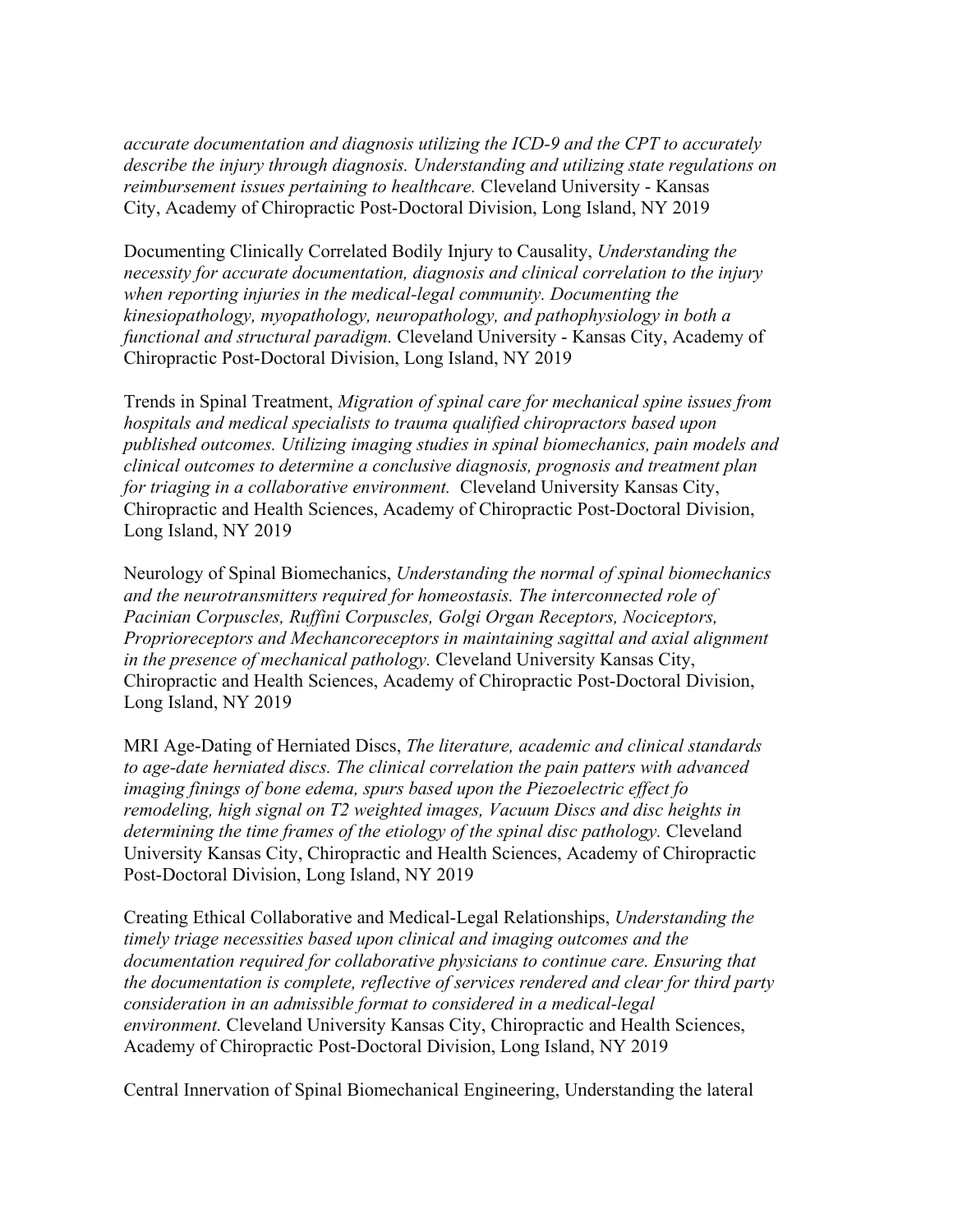*accurate documentation and diagnosis utilizing the ICD-9 and the CPT to accurately describe the injury through diagnosis. Understanding and utilizing state regulations on reimbursement issues pertaining to healthcare.* Cleveland University - Kansas City, Academy of Chiropractic Post-Doctoral Division, Long Island, NY 2019

Documenting Clinically Correlated Bodily Injury to Causality, *Understanding the necessity for accurate documentation, diagnosis and clinical correlation to the injury when reporting injuries in the medical-legal community. Documenting the kinesiopathology, myopathology, neuropathology, and pathophysiology in both a functional and structural paradigm.* Cleveland University - Kansas City, Academy of Chiropractic Post-Doctoral Division, Long Island, NY 2019

Trends in Spinal Treatment, *Migration of spinal care for mechanical spine issues from hospitals and medical specialists to trauma qualified chiropractors based upon published outcomes. Utilizing imaging studies in spinal biomechanics, pain models and clinical outcomes to determine a conclusive diagnosis, prognosis and treatment plan for triaging in a collaborative environment.* Cleveland University Kansas City, Chiropractic and Health Sciences, Academy of Chiropractic Post-Doctoral Division, Long Island, NY 2019

Neurology of Spinal Biomechanics, *Understanding the normal of spinal biomechanics and the neurotransmitters required for homeostasis. The interconnected role of Pacinian Corpuscles, Ruffini Corpuscles, Golgi Organ Receptors, Nociceptors, Proprioreceptors and Mechancoreceptors in maintaining sagittal and axial alignment in the presence of mechanical pathology.* Cleveland University Kansas City, Chiropractic and Health Sciences, Academy of Chiropractic Post-Doctoral Division, Long Island, NY 2019

MRI Age-Dating of Herniated Discs, *The literature, academic and clinical standards to age-date herniated discs. The clinical correlation the pain patters with advanced imaging finings of bone edema, spurs based upon the Piezoelectric effect fo remodeling, high signal on T2 weighted images, Vacuum Discs and disc heights in determining the time frames of the etiology of the spinal disc pathology.* Cleveland University Kansas City, Chiropractic and Health Sciences, Academy of Chiropractic Post-Doctoral Division, Long Island, NY 2019

Creating Ethical Collaborative and Medical-Legal Relationships, *Understanding the timely triage necessities based upon clinical and imaging outcomes and the documentation required for collaborative physicians to continue care. Ensuring that the documentation is complete, reflective of services rendered and clear for third party consideration in an admissible format to considered in a medical-legal environment.* Cleveland University Kansas City, Chiropractic and Health Sciences, Academy of Chiropractic Post-Doctoral Division, Long Island, NY 2019

Central Innervation of Spinal Biomechanical Engineering, Understanding the lateral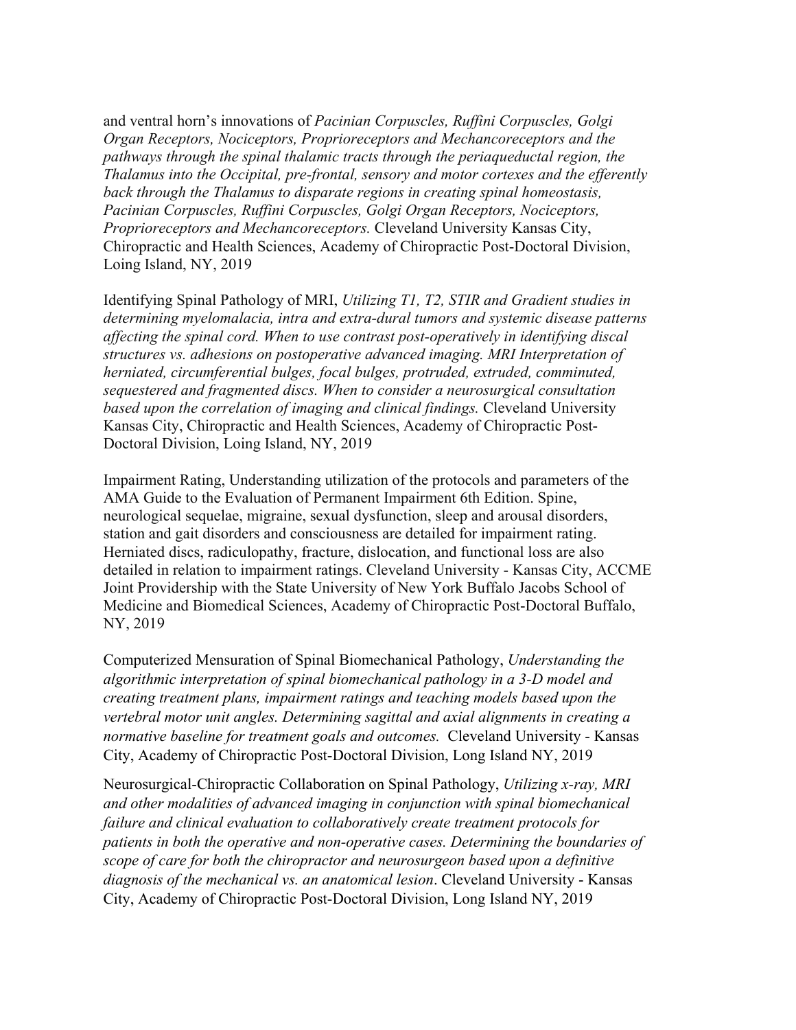and ventral horn's innovations of *Pacinian Corpuscles, Ruffini Corpuscles, Golgi Organ Receptors, Nociceptors, Proprioreceptors and Mechancoreceptors and the pathways through the spinal thalamic tracts through the periaqueductal region, the Thalamus into the Occipital, pre-frontal, sensory and motor cortexes and the efferently back through the Thalamus to disparate regions in creating spinal homeostasis, Pacinian Corpuscles, Ruffini Corpuscles, Golgi Organ Receptors, Nociceptors, Proprioreceptors and Mechancoreceptors.* Cleveland University Kansas City, Chiropractic and Health Sciences, Academy of Chiropractic Post-Doctoral Division, Loing Island, NY, 2019

Identifying Spinal Pathology of MRI, *Utilizing T1, T2, STIR and Gradient studies in determining myelomalacia, intra and extra-dural tumors and systemic disease patterns affecting the spinal cord. When to use contrast post-operatively in identifying discal structures vs. adhesions on postoperative advanced imaging. MRI Interpretation of herniated, circumferential bulges, focal bulges, protruded, extruded, comminuted, sequestered and fragmented discs. When to consider a neurosurgical consultation based upon the correlation of imaging and clinical findings.* Cleveland University Kansas City, Chiropractic and Health Sciences, Academy of Chiropractic Post-Doctoral Division, Loing Island, NY, 2019

Impairment Rating, Understanding utilization of the protocols and parameters of the AMA Guide to the Evaluation of Permanent Impairment 6th Edition. Spine, neurological sequelae, migraine, sexual dysfunction, sleep and arousal disorders, station and gait disorders and consciousness are detailed for impairment rating. Herniated discs, radiculopathy, fracture, dislocation, and functional loss are also detailed in relation to impairment ratings. Cleveland University - Kansas City, ACCME Joint Providership with the State University of New York Buffalo Jacobs School of Medicine and Biomedical Sciences, Academy of Chiropractic Post-Doctoral Buffalo, NY, 2019

Computerized Mensuration of Spinal Biomechanical Pathology, *Understanding the algorithmic interpretation of spinal biomechanical pathology in a 3-D model and creating treatment plans, impairment ratings and teaching models based upon the vertebral motor unit angles. Determining sagittal and axial alignments in creating a normative baseline for treatment goals and outcomes.* Cleveland University - Kansas City, Academy of Chiropractic Post-Doctoral Division, Long Island NY, 2019

Neurosurgical-Chiropractic Collaboration on Spinal Pathology, *Utilizing x-ray, MRI and other modalities of advanced imaging in conjunction with spinal biomechanical failure and clinical evaluation to collaboratively create treatment protocols for patients in both the operative and non-operative cases. Determining the boundaries of scope of care for both the chiropractor and neurosurgeon based upon a definitive diagnosis of the mechanical vs. an anatomical lesion*. Cleveland University - Kansas City, Academy of Chiropractic Post-Doctoral Division, Long Island NY, 2019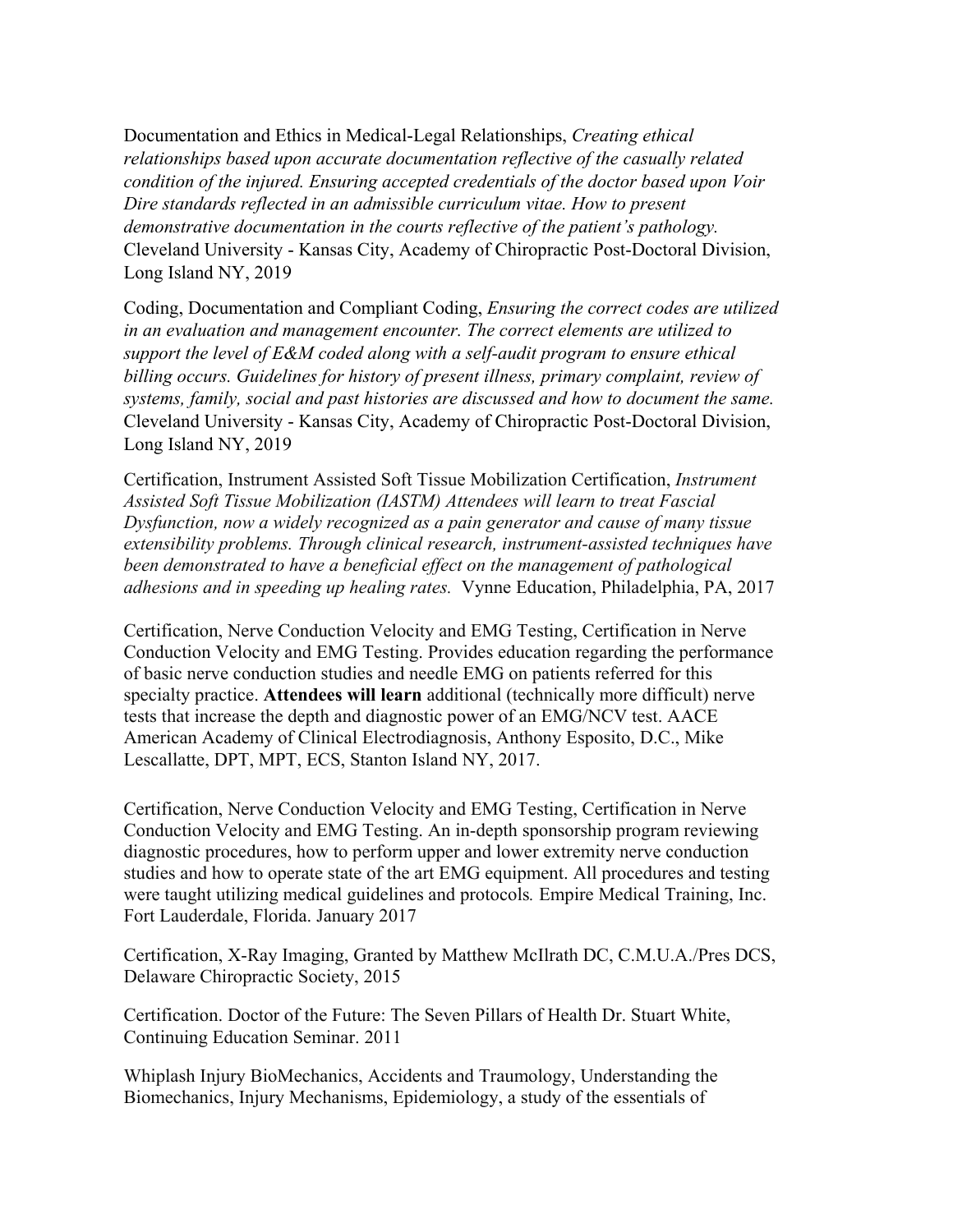Documentation and Ethics in Medical-Legal Relationships, *Creating ethical relationships based upon accurate documentation reflective of the casually related condition of the injured. Ensuring accepted credentials of the doctor based upon Voir Dire standards reflected in an admissible curriculum vitae. How to present demonstrative documentation in the courts reflective of the patient's pathology.* Cleveland University - Kansas City, Academy of Chiropractic Post-Doctoral Division, Long Island NY, 2019

Coding, Documentation and Compliant Coding, *Ensuring the correct codes are utilized in an evaluation and management encounter. The correct elements are utilized to support the level of E&M coded along with a self-audit program to ensure ethical billing occurs. Guidelines for history of present illness, primary complaint, review of systems, family, social and past histories are discussed and how to document the same.* Cleveland University - Kansas City, Academy of Chiropractic Post-Doctoral Division, Long Island NY, 2019

Certification, Instrument Assisted Soft Tissue Mobilization Certification, *Instrument Assisted Soft Tissue Mobilization (IASTM) Attendees will learn to treat Fascial Dysfunction, now a widely recognized as a pain generator and cause of many tissue extensibility problems. Through clinical research, instrument-assisted techniques have been demonstrated to have a beneficial effect on the management of pathological adhesions and in speeding up healing rates.* Vynne Education, Philadelphia, PA, 2017

Certification, Nerve Conduction Velocity and EMG Testing, Certification in Nerve Conduction Velocity and EMG Testing. Provides education regarding the performance of basic nerve conduction studies and needle EMG on patients referred for this specialty practice. **Attendees will learn** additional (technically more difficult) nerve tests that increase the depth and diagnostic power of an EMG/NCV test. AACE American Academy of Clinical Electrodiagnosis, Anthony Esposito, D.C., Mike Lescallatte, DPT, MPT, ECS, Stanton Island NY, 2017.

Certification, Nerve Conduction Velocity and EMG Testing, Certification in Nerve Conduction Velocity and EMG Testing. An in-depth sponsorship program reviewing diagnostic procedures, how to perform upper and lower extremity nerve conduction studies and how to operate state of the art EMG equipment. All procedures and testing were taught utilizing medical guidelines and protocols*.* Empire Medical Training, Inc. Fort Lauderdale, Florida. January 2017

Certification, X-Ray Imaging, Granted by Matthew McIlrath DC, C.M.U.A./Pres DCS, Delaware Chiropractic Society, 2015

Certification. Doctor of the Future: The Seven Pillars of Health Dr. Stuart White, Continuing Education Seminar. 2011

Whiplash Injury BioMechanics, Accidents and Traumology, Understanding the Biomechanics, Injury Mechanisms, Epidemiology, a study of the essentials of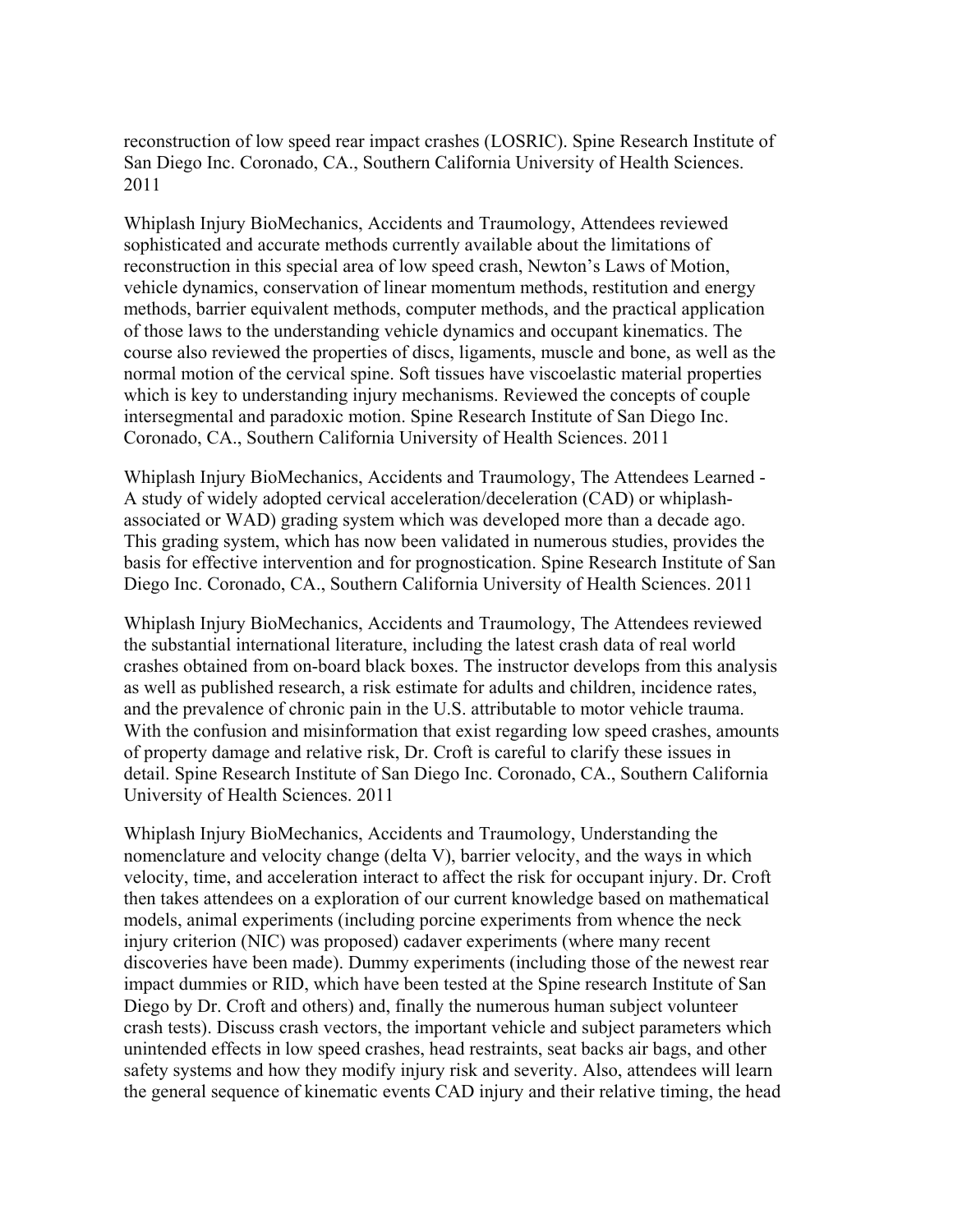reconstruction of low speed rear impact crashes (LOSRIC). Spine Research Institute of San Diego Inc. Coronado, CA., Southern California University of Health Sciences. 2011

Whiplash Injury BioMechanics, Accidents and Traumology, Attendees reviewed sophisticated and accurate methods currently available about the limitations of reconstruction in this special area of low speed crash, Newton's Laws of Motion, vehicle dynamics, conservation of linear momentum methods, restitution and energy methods, barrier equivalent methods, computer methods, and the practical application of those laws to the understanding vehicle dynamics and occupant kinematics. The course also reviewed the properties of discs, ligaments, muscle and bone, as well as the normal motion of the cervical spine. Soft tissues have viscoelastic material properties which is key to understanding injury mechanisms. Reviewed the concepts of couple intersegmental and paradoxic motion. Spine Research Institute of San Diego Inc. Coronado, CA., Southern California University of Health Sciences. 2011

Whiplash Injury BioMechanics, Accidents and Traumology, The Attendees Learned - A study of widely adopted cervical acceleration/deceleration (CAD) or whiplash-associated or WAD) grading system which was developed more than a decade ago. This grading system, which has now been validated in numerous studies, provides the basis for effective intervention and for prognostication. Spine Research Institute of San Diego Inc. Coronado, CA., Southern California University of Health Sciences. 2011

Whiplash Injury BioMechanics, Accidents and Traumology, The Attendees reviewed the substantial international literature, including the latest crash data of real world crashes obtained from on-board black boxes. The instructor develops from this analysis as well as published research, a risk estimate for adults and children, incidence rates, and the prevalence of chronic pain in the U.S. attributable to motor vehicle trauma. With the confusion and misinformation that exist regarding low speed crashes, amounts of property damage and relative risk, Dr. Croft is careful to clarify these issues in detail. Spine Research Institute of San Diego Inc. Coronado, CA., Southern California University of Health Sciences. 2011

Whiplash Injury BioMechanics, Accidents and Traumology, Understanding the nomenclature and velocity change (delta V), barrier velocity, and the ways in which velocity, time, and acceleration interact to affect the risk for occupant injury. Dr. Croft then takes attendees on a exploration of our current knowledge based on mathematical models, animal experiments (including porcine experiments from whence the neck injury criterion (NIC) was proposed) cadaver experiments (where many recent discoveries have been made). Dummy experiments (including those of the newest rear impact dummies or RID, which have been tested at the Spine research Institute of San Diego by Dr. Croft and others) and, finally the numerous human subject volunteer crash tests). Discuss crash vectors, the important vehicle and subject parameters which unintended effects in low speed crashes, head restraints, seat backs air bags, and other safety systems and how they modify injury risk and severity. Also, attendees will learn the general sequence of kinematic events CAD injury and their relative timing, the head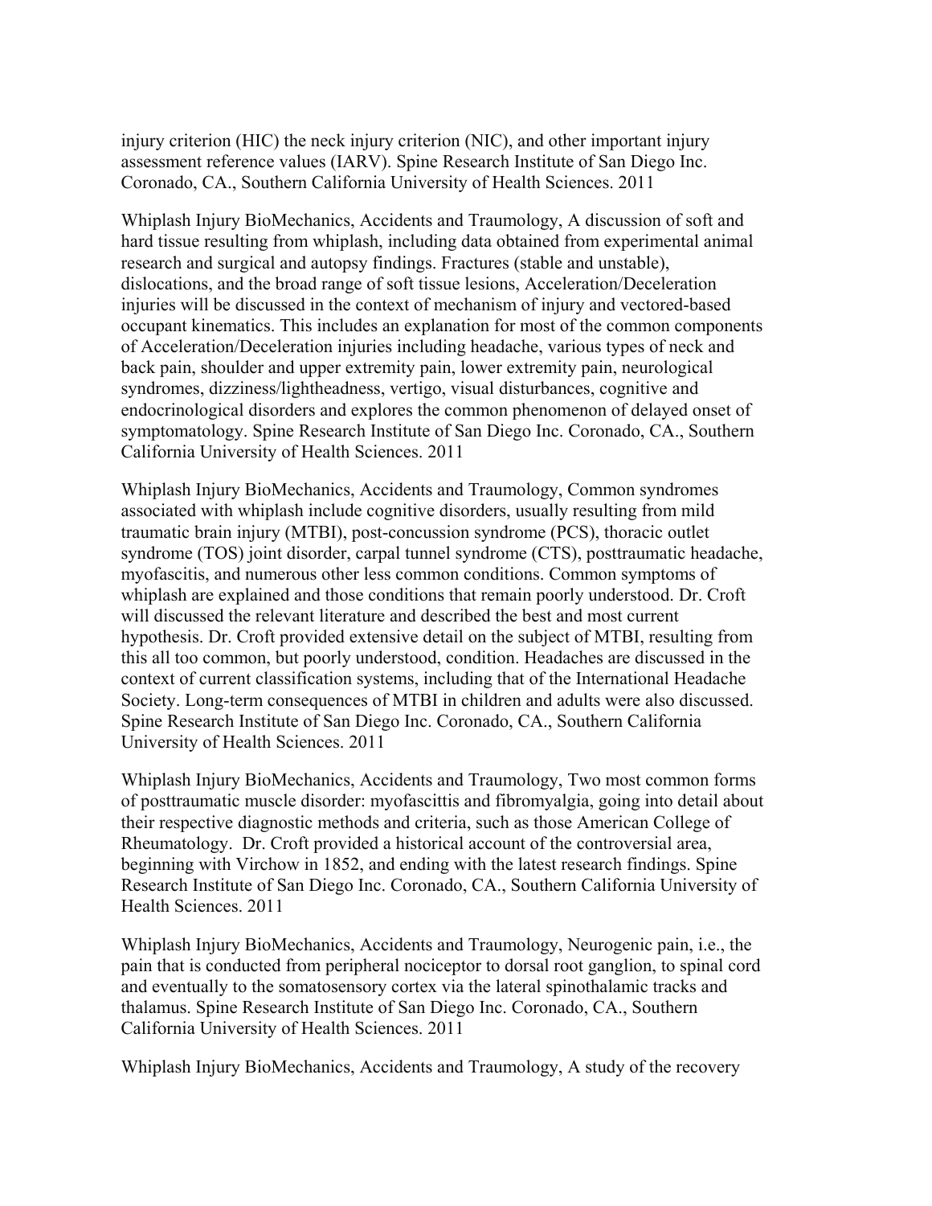injury criterion (HIC) the neck injury criterion (NIC), and other important injury assessment reference values (IARV). Spine Research Institute of San Diego Inc. Coronado, CA., Southern California University of Health Sciences. 2011

Whiplash Injury BioMechanics, Accidents and Traumology, A discussion of soft and hard tissue resulting from whiplash, including data obtained from experimental animal research and surgical and autopsy findings. Fractures (stable and unstable), dislocations, and the broad range of soft tissue lesions, Acceleration/Deceleration injuries will be discussed in the context of mechanism of injury and vectored-based occupant kinematics. This includes an explanation for most of the common components of Acceleration/Deceleration injuries including headache, various types of neck and back pain, shoulder and upper extremity pain, lower extremity pain, neurological syndromes, dizziness/lightheadness, vertigo, visual disturbances, cognitive and endocrinological disorders and explores the common phenomenon of delayed onset of symptomatology. Spine Research Institute of San Diego Inc. Coronado, CA., Southern California University of Health Sciences. 2011

Whiplash Injury BioMechanics, Accidents and Traumology, Common syndromes associated with whiplash include cognitive disorders, usually resulting from mild traumatic brain injury (MTBI), post-concussion syndrome (PCS), thoracic outlet syndrome (TOS) joint disorder, carpal tunnel syndrome (CTS), posttraumatic headache, myofascitis, and numerous other less common conditions. Common symptoms of whiplash are explained and those conditions that remain poorly understood. Dr. Croft will discussed the relevant literature and described the best and most current hypothesis. Dr. Croft provided extensive detail on the subject of MTBI, resulting from this all too common, but poorly understood, condition. Headaches are discussed in the context of current classification systems, including that of the International Headache Society. Long-term consequences of MTBI in children and adults were also discussed. Spine Research Institute of San Diego Inc. Coronado, CA., Southern California University of Health Sciences. 2011

Whiplash Injury BioMechanics, Accidents and Traumology, Two most common forms of posttraumatic muscle disorder: myofascittis and fibromyalgia, going into detail about their respective diagnostic methods and criteria, such as those American College of Rheumatology. Dr. Croft provided a historical account of the controversial area, beginning with Virchow in 1852, and ending with the latest research findings. Spine Research Institute of San Diego Inc. Coronado, CA., Southern California University of Health Sciences. 2011

Whiplash Injury BioMechanics, Accidents and Traumology, Neurogenic pain, i.e., the pain that is conducted from peripheral nociceptor to dorsal root ganglion, to spinal cord and eventually to the somatosensory cortex via the lateral spinothalamic tracks and thalamus. Spine Research Institute of San Diego Inc. Coronado, CA., Southern California University of Health Sciences. 2011

Whiplash Injury BioMechanics, Accidents and Traumology, A study of the recovery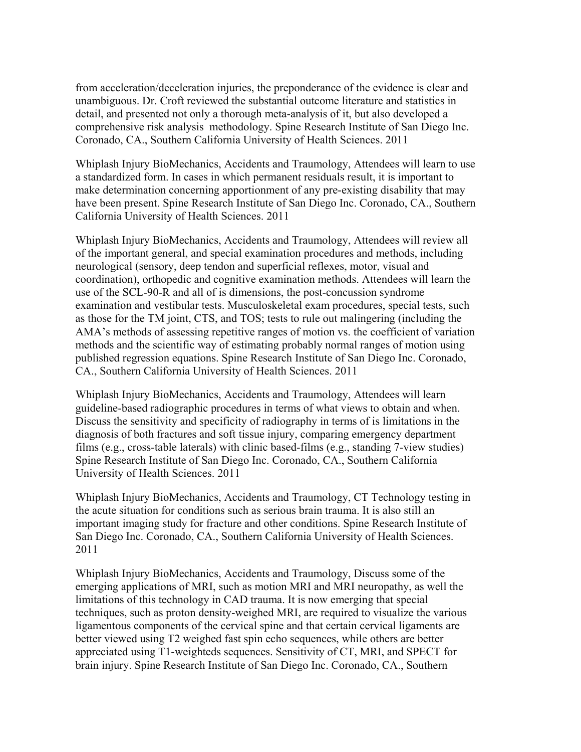from acceleration/deceleration injuries, the preponderance of the evidence is clear and unambiguous. Dr. Croft reviewed the substantial outcome literature and statistics in detail, and presented not only a thorough meta-analysis of it, but also developed a comprehensive risk analysis methodology. Spine Research Institute of San Diego Inc. Coronado, CA., Southern California University of Health Sciences. 2011

Whiplash Injury BioMechanics, Accidents and Traumology, Attendees will learn to use a standardized form. In cases in which permanent residuals result, it is important to make determination concerning apportionment of any pre-existing disability that may have been present. Spine Research Institute of San Diego Inc. Coronado, CA., Southern California University of Health Sciences. 2011

Whiplash Injury BioMechanics, Accidents and Traumology, Attendees will review all of the important general, and special examination procedures and methods, including neurological (sensory, deep tendon and superficial reflexes, motor, visual and coordination), orthopedic and cognitive examination methods. Attendees will learn the use of the SCL-90-R and all of is dimensions, the post-concussion syndrome examination and vestibular tests. Musculoskeletal exam procedures, special tests, such as those for the TM joint, CTS, and TOS; tests to rule out malingering (including the AMA's methods of assessing repetitive ranges of motion vs. the coefficient of variation methods and the scientific way of estimating probably normal ranges of motion using published regression equations. Spine Research Institute of San Diego Inc. Coronado, CA., Southern California University of Health Sciences. 2011

Whiplash Injury BioMechanics, Accidents and Traumology, Attendees will learn guideline-based radiographic procedures in terms of what views to obtain and when. Discuss the sensitivity and specificity of radiography in terms of is limitations in the diagnosis of both fractures and soft tissue injury, comparing emergency department films (e.g., cross-table laterals) with clinic based-films (e.g., standing 7-view studies) Spine Research Institute of San Diego Inc. Coronado, CA., Southern California University of Health Sciences. 2011

Whiplash Injury BioMechanics, Accidents and Traumology, CT Technology testing in the acute situation for conditions such as serious brain trauma. It is also still an important imaging study for fracture and other conditions. Spine Research Institute of San Diego Inc. Coronado, CA., Southern California University of Health Sciences. 2011

Whiplash Injury BioMechanics, Accidents and Traumology, Discuss some of the emerging applications of MRI, such as motion MRI and MRI neuropathy, as well the limitations of this technology in CAD trauma. It is now emerging that special techniques, such as proton density-weighed MRI, are required to visualize the various ligamentous components of the cervical spine and that certain cervical ligaments are better viewed using T2 weighed fast spin echo sequences, while others are better appreciated using T1-weighteds sequences. Sensitivity of CT, MRI, and SPECT for brain injury. Spine Research Institute of San Diego Inc. Coronado, CA., Southern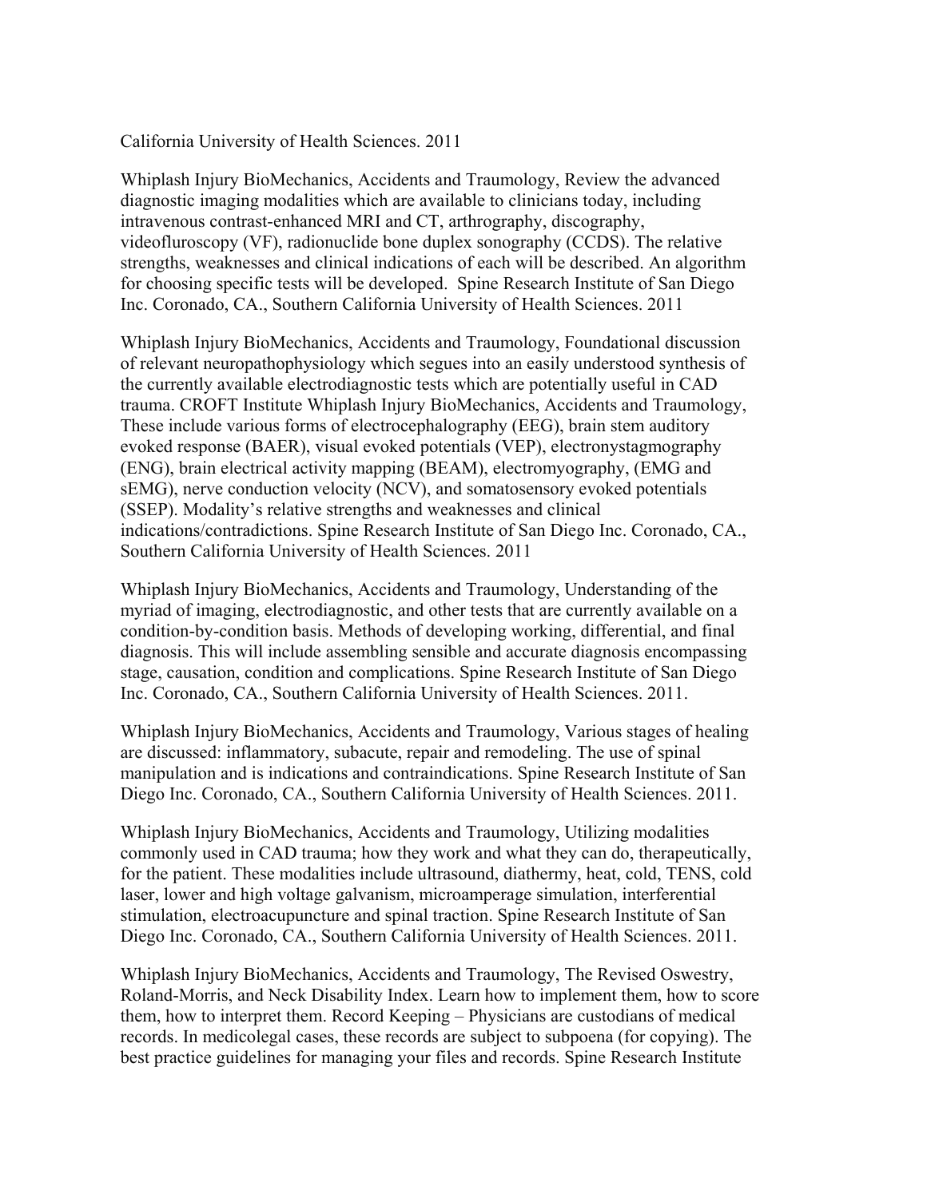California University of Health Sciences. 2011

Whiplash Injury BioMechanics, Accidents and Traumology, Review the advanced diagnostic imaging modalities which are available to clinicians today, including intravenous contrast-enhanced MRI and CT, arthrography, discography, videofluroscopy (VF), radionuclide bone duplex sonography (CCDS). The relative strengths, weaknesses and clinical indications of each will be described. An algorithm for choosing specific tests will be developed. Spine Research Institute of San Diego Inc. Coronado, CA., Southern California University of Health Sciences. 2011

Whiplash Injury BioMechanics, Accidents and Traumology, Foundational discussion of relevant neuropathophysiology which segues into an easily understood synthesis of the currently available electrodiagnostic tests which are potentially useful in CAD trauma. CROFT Institute Whiplash Injury BioMechanics, Accidents and Traumology, These include various forms of electrocephalography (EEG), brain stem auditory evoked response (BAER), visual evoked potentials (VEP), electronystagmography (ENG), brain electrical activity mapping (BEAM), electromyography, (EMG and sEMG), nerve conduction velocity (NCV), and somatosensory evoked potentials (SSEP). Modality's relative strengths and weaknesses and clinical indications/contradictions. Spine Research Institute of San Diego Inc. Coronado, CA., Southern California University of Health Sciences. 2011

Whiplash Injury BioMechanics, Accidents and Traumology, Understanding of the myriad of imaging, electrodiagnostic, and other tests that are currently available on a condition-by-condition basis. Methods of developing working, differential, and final diagnosis. This will include assembling sensible and accurate diagnosis encompassing stage, causation, condition and complications. Spine Research Institute of San Diego Inc. Coronado, CA., Southern California University of Health Sciences. 2011.

Whiplash Injury BioMechanics, Accidents and Traumology, Various stages of healing are discussed: inflammatory, subacute, repair and remodeling. The use of spinal manipulation and is indications and contraindications. Spine Research Institute of San Diego Inc. Coronado, CA., Southern California University of Health Sciences. 2011.

Whiplash Injury BioMechanics, Accidents and Traumology, Utilizing modalities commonly used in CAD trauma; how they work and what they can do, therapeutically, for the patient. These modalities include ultrasound, diathermy, heat, cold, TENS, cold laser, lower and high voltage galvanism, microamperage simulation, interferential stimulation, electroacupuncture and spinal traction. Spine Research Institute of San Diego Inc. Coronado, CA., Southern California University of Health Sciences. 2011.

Whiplash Injury BioMechanics, Accidents and Traumology, The Revised Oswestry, Roland-Morris, and Neck Disability Index. Learn how to implement them, how to score them, how to interpret them. Record Keeping – Physicians are custodians of medical records. In medicolegal cases, these records are subject to subpoena (for copying). The best practice guidelines for managing your files and records. Spine Research Institute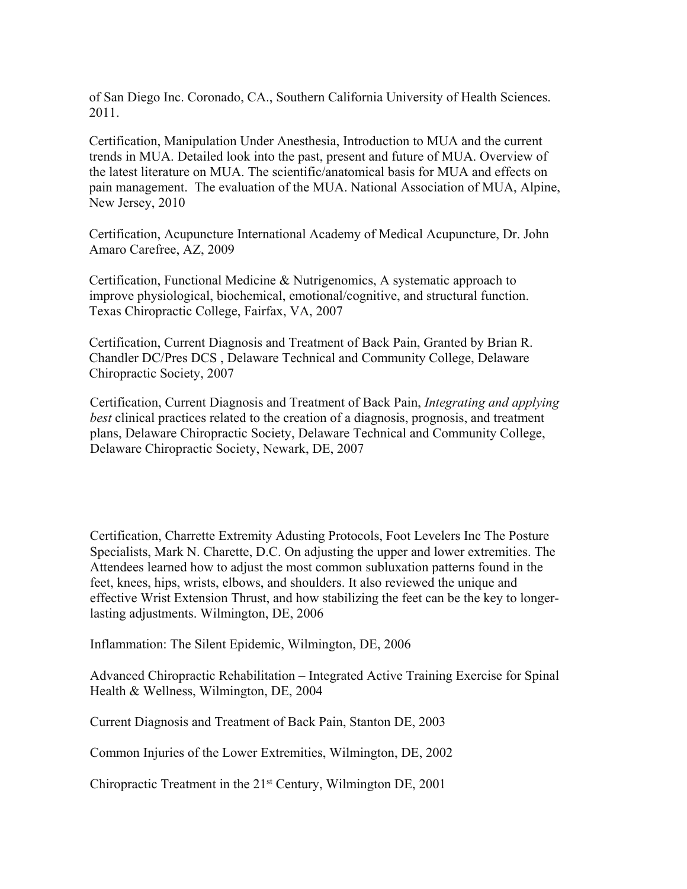of San Diego Inc. Coronado, CA., Southern California University of Health Sciences. 2011.

Certification, Manipulation Under Anesthesia, Introduction to MUA and the current trends in MUA. Detailed look into the past, present and future of MUA. Overview of the latest literature on MUA. The scientific/anatomical basis for MUA and effects on pain management. The evaluation of the MUA. National Association of MUA, Alpine, New Jersey, 2010

Certification, Acupuncture International Academy of Medical Acupuncture, Dr. John Amaro Carefree, AZ, 2009

Certification, Functional Medicine & Nutrigenomics, A systematic approach to improve physiological, biochemical, emotional/cognitive, and structural function. Texas Chiropractic College, Fairfax, VA, 2007

Certification, Current Diagnosis and Treatment of Back Pain, Granted by Brian R. Chandler DC/Pres DCS , Delaware Technical and Community College, Delaware Chiropractic Society, 2007

Certification, Current Diagnosis and Treatment of Back Pain, *Integrating and applying best* clinical practices related to the creation of a diagnosis, prognosis, and treatment plans, Delaware Chiropractic Society, Delaware Technical and Community College, Delaware Chiropractic Society, Newark, DE, 2007

Certification, Charrette Extremity Adusting Protocols, Foot Levelers Inc The Posture Specialists, Mark N. Charette, D.C. On adjusting the upper and lower extremities. The Attendees learned how to adjust the most common subluxation patterns found in the feet, knees, hips, wrists, elbows, and shoulders. It also reviewed the unique and effective Wrist Extension Thrust, and how stabilizing the feet can be the key to longer-lasting adjustments. Wilmington, DE, 2006

Inflammation: The Silent Epidemic, Wilmington, DE, 2006

Advanced Chiropractic Rehabilitation – Integrated Active Training Exercise for Spinal Health & Wellness, Wilmington, DE, 2004

Current Diagnosis and Treatment of Back Pain, Stanton DE, 2003

Common Injuries of the Lower Extremities, Wilmington, DE, 2002

Chiropractic Treatment in the 21st Century, Wilmington DE, 2001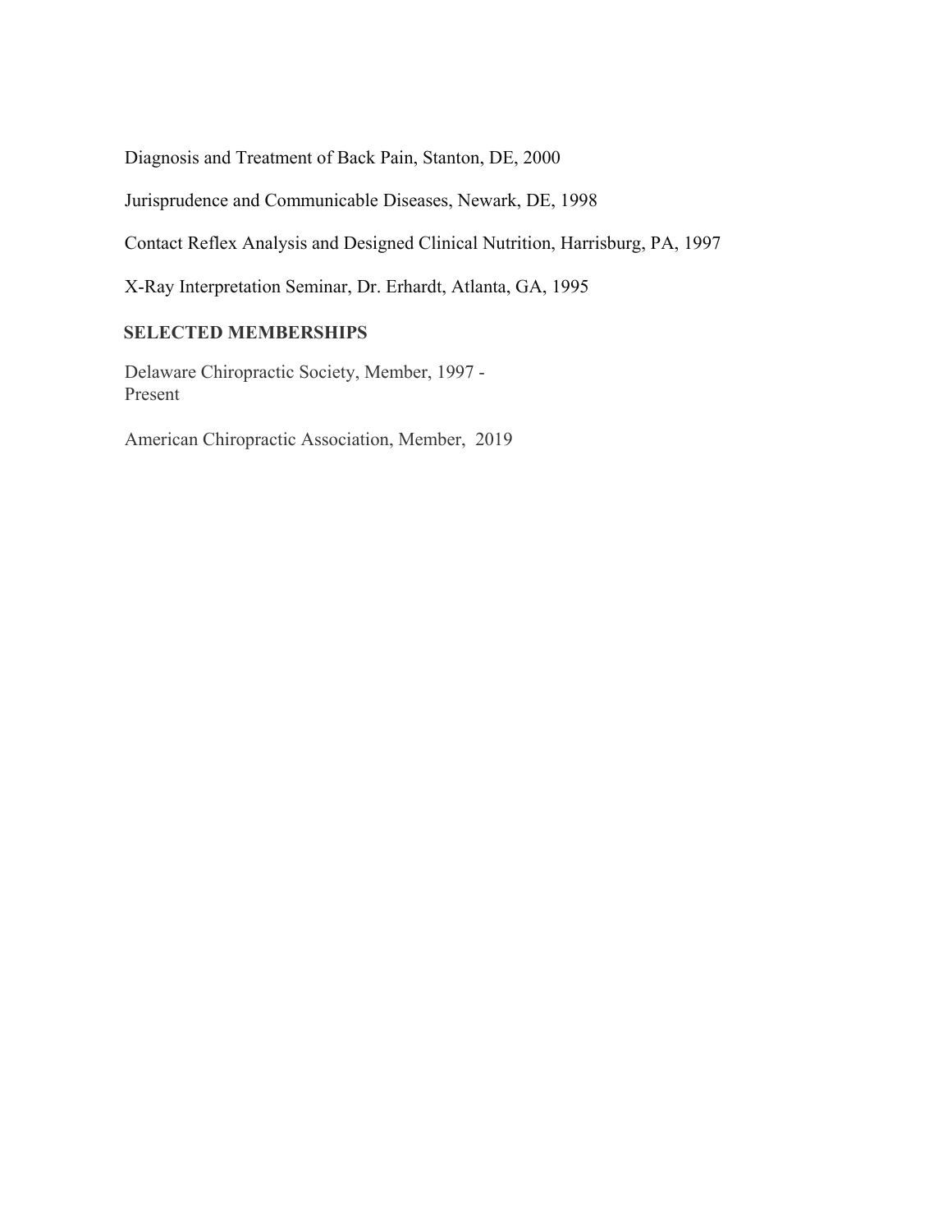Diagnosis and Treatment of Back Pain, Stanton, DE, 2000

Jurisprudence and Communicable Diseases, Newark, DE, 1998

Contact Reflex Analysis and Designed Clinical Nutrition, Harrisburg, PA, 1997

X-Ray Interpretation Seminar, Dr. Erhardt, Atlanta, GA, 1995

## SELECTED MEMBERSHIPS

Delaware Chiropractic Society, Member, 1997 - Present

American Chiropractic Association, Member, 2019